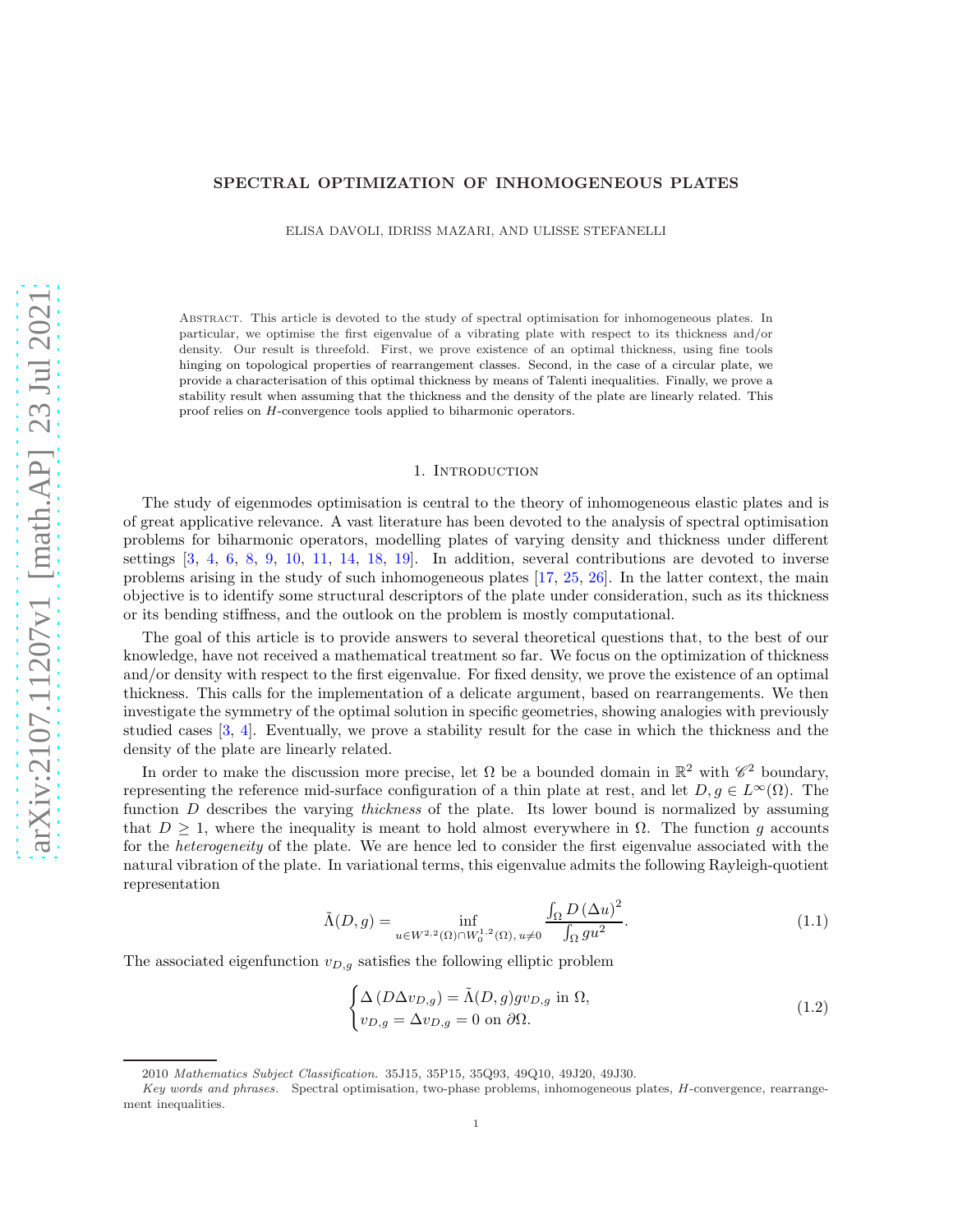# SPECTRAL OPTIMIZATION OF INHOMOGENEOUS PLATES

ELISA DAVOLI, IDRISS MAZARI, AND ULISSE STEFANELLI

Abstract. This article is devoted to the study of spectral optimisation for inhomogeneous plates. In particular, we optimise the first eigenvalue of a vibrating plate with respect to its thickness and/or density. Our result is threefold. First, we prove existence of an optimal thickness, using fine tools hinging on topological properties of rearrangement classes. Second, in the case of a circular plate, we provide a characterisation of this optimal thickness by means of Talenti inequalities. Finally, we prove a stability result when assuming that the thickness and the density of the plate are linearly related. This proof relies on $H$-convergence tools applied to biharmonic operators.

## 1. Introduction

The study of eigenmodes optimisation is central to the theory of inhomogeneous elastic plates and is of great applicative relevance. A vast literature has been devoted to the analysis of spectral optimisation problems for biharmonic operators, modelling plates of varying density and thickness under different settings [3, 4, 6, 8, 9, 10, 11, 14, 18, 19]. In addition, several contributions are devoted to inverse problems arising in the study of such inhomogeneous plates [17, 25, 26]. In the latter context, the main objective is to identify some structural descriptors of the plate under consideration, such as its thickness or its bending stiffness, and the outlook on the problem is mostly computational.

The goal of this article is to provide answers to several theoretical questions that, to the best of our knowledge, have not received a mathematical treatment so far. We focus on the optimization of thickness and/or density with respect to the first eigenvalue. For fixed density, we prove the existence of an optimal thickness. This calls for the implementation of a delicate argument, based on rearrangements. We then investigate the symmetry of the optimal solution in specific geometries, showing analogies with previously studied cases [3, 4]. Eventually, we prove a stability result for the case in which the thickness and the density of the plate are linearly related.

In order to make the discussion more precise, let $\Omega$ be a bounded domain in $\mathbb{R}^2$ with $\mathscr{C}^2$ boundary, representing the reference mid-surface configuration of a thin plate at rest, and let $D, g \in L^\infty(\Omega)$. The function $D$ describes the varying *thickness* of the plate. Its lower bound is normalized by assuming that $D \geq 1$, where the inequality is meant to hold almost everywhere in $\Omega$. The function $g$ accounts for the *heterogeneity* of the plate. We are hence led to consider the first eigenvalue associated with the natural vibration of the plate. In variational terms, this eigenvalue admits the following Rayleigh-quotient representation

$$\tilde{\Lambda}(D, g) = \inf_{u \in W^{2,2}(\Omega) \cap W_0^{1,2}(\Omega),\, u \neq 0} \frac{\int_\Omega D\,(\Delta u)^2}{\int_\Omega g u^2}. \tag{1.1}$$

The associated eigenfunction $v_{D,g}$ satisfies the following elliptic problem

$$\begin{cases} \Delta\left(D \Delta v_{D,g}\right) = \tilde{\Lambda}(D, g) g v_{D,g} \text{ in } \Omega, \\ v_{D,g} = \Delta v_{D,g} = 0 \text{ on } \partial\Omega. \end{cases} \tag{1.2}$$

---

2010 *Mathematics Subject Classification.* 35J15, 35P15, 35Q93, 49Q10, 49J20, 49J30.

*Key words and phrases.* Spectral optimisation, two-phase problems, inhomogeneous plates, $H$-convergence, rearrangement inequalities.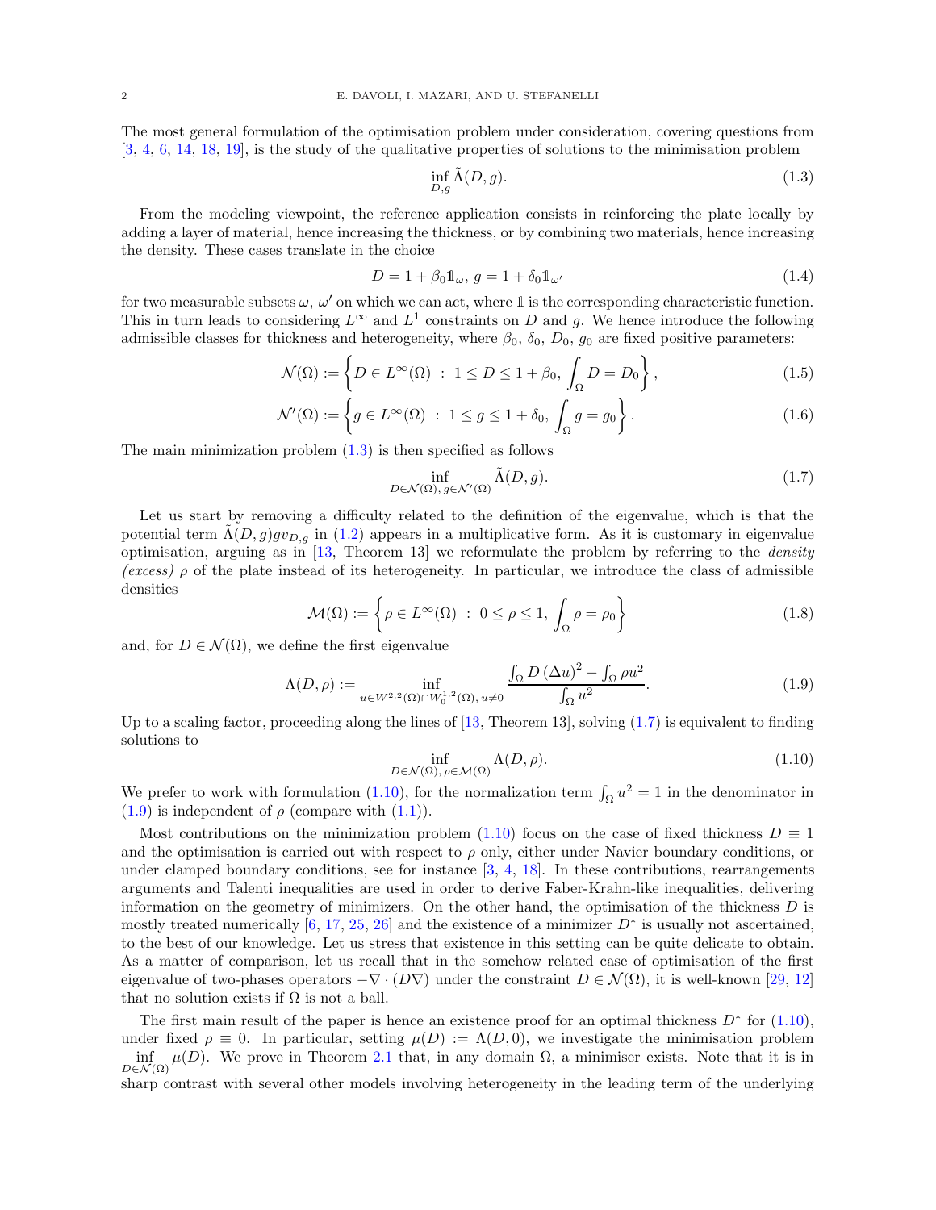The most general formulation of the optimisation problem under consideration, covering questions from [3, 4, 6, 14, 18, 19], is the study of the qualitative properties of solutions to the minimisation problem

$$\inf_{D,g} \tilde{\Lambda}(D, g). \tag{1.3}$$

From the modeling viewpoint, the reference application consists in reinforcing the plate locally by adding a layer of material, hence increasing the thickness, or by combining two materials, hence increasing the density. These cases translate in the choice

$$D = 1 + \beta_0 \mathbb{1}_\omega,\ g = 1 + \delta_0 \mathbb{1}_{\omega'} \tag{1.4}$$

for two measurable subsets $\omega$, $\omega'$ on which we can act, where $\mathbb{1}$ is the corresponding characteristic function. This in turn leads to considering $L^\infty$ and $L^1$ constraints on $D$ and $g$. We hence introduce the following admissible classes for thickness and heterogeneity, where $\beta_0$, $\delta_0$, $D_0$, $g_0$ are fixed positive parameters:

$$\mathcal{N}(\Omega) := \left\{ D \in L^\infty(\Omega)\ :\ 1 \le D \le 1 + \beta_0,\ \int_\Omega D = D_0 \right\}, \tag{1.5}$$

$$\mathcal{N}'(\Omega) := \left\{ g \in L^\infty(\Omega)\ :\ 1 \le g \le 1 + \delta_0,\ \int_\Omega g = g_0 \right\}. \tag{1.6}$$

The main minimization problem (1.3) is then specified as follows

$$\inf_{D \in \mathcal{N}(\Omega),\, g \in \mathcal{N}'(\Omega)} \tilde{\Lambda}(D, g). \tag{1.7}$$

Let us start by removing a difficulty related to the definition of the eigenvalue, which is that the potential term $\tilde{\Lambda}(D, g) g v_{D,g}$ in (1.2) appears in a multiplicative form. As it is customary in eigenvalue optimisation, arguing as in [13, Theorem 13] we reformulate the problem by referring to the *density (excess)* $\rho$ of the plate instead of its heterogeneity. In particular, we introduce the class of admissible densities

$$\mathcal{M}(\Omega) := \left\{ \rho \in L^\infty(\Omega)\ :\ 0 \le \rho \le 1,\ \int_\Omega \rho = \rho_0 \right\} \tag{1.8}$$

and, for $D \in \mathcal{N}(\Omega)$, we define the first eigenvalue

$$\Lambda(D, \rho) := \inf_{u \in W^{2,2}(\Omega) \cap W_0^{1,2}(\Omega),\, u \neq 0} \frac{\int_\Omega D\, (\Delta u)^2 - \int_\Omega \rho u^2}{\int_\Omega u^2}. \tag{1.9}$$

Up to a scaling factor, proceeding along the lines of [13, Theorem 13], solving (1.7) is equivalent to finding solutions to

$$\inf_{D \in \mathcal{N}(\Omega),\, \rho \in \mathcal{M}(\Omega)} \Lambda(D, \rho). \tag{1.10}$$

We prefer to work with formulation (1.10), for the normalization term $\int_\Omega u^2 = 1$ in the denominator in (1.9) is independent of $\rho$ (compare with (1.1)).

Most contributions on the minimization problem (1.10) focus on the case of fixed thickness $D \equiv 1$ and the optimisation is carried out with respect to $\rho$ only, either under Navier boundary conditions, or under clamped boundary conditions, see for instance [3, 4, 18]. In these contributions, rearrangements arguments and Talenti inequalities are used in order to derive Faber-Krahn-like inequalities, delivering information on the geometry of minimizers. On the other hand, the optimisation of the thickness $D$ is mostly treated numerically [6, 17, 25, 26] and the existence of a minimizer $D^*$ is usually not ascertained, to the best of our knowledge. Let us stress that existence in this setting can be quite delicate to obtain. As a matter of comparison, let us recall that in the somehow related case of optimisation of the first eigenvalue of two-phases operators $-\nabla \cdot (D\nabla)$ under the constraint $D \in \mathcal{N}(\Omega)$, it is well-known [29, 12] that no solution exists if $\Omega$ is not a ball.

The first main result of the paper is hence an existence proof for an optimal thickness $D^*$ for (1.10), under fixed $\rho \equiv 0$. In particular, setting $\mu(D) := \Lambda(D, 0)$, we investigate the minimisation problem $\inf_{D \in \mathcal{N}(\Omega)} \mu(D)$. We prove in Theorem 2.1 that, in any domain $\Omega$, a minimiser exists. Note that it is in sharp contrast with several other models involving heterogeneity in the leading term of the underlying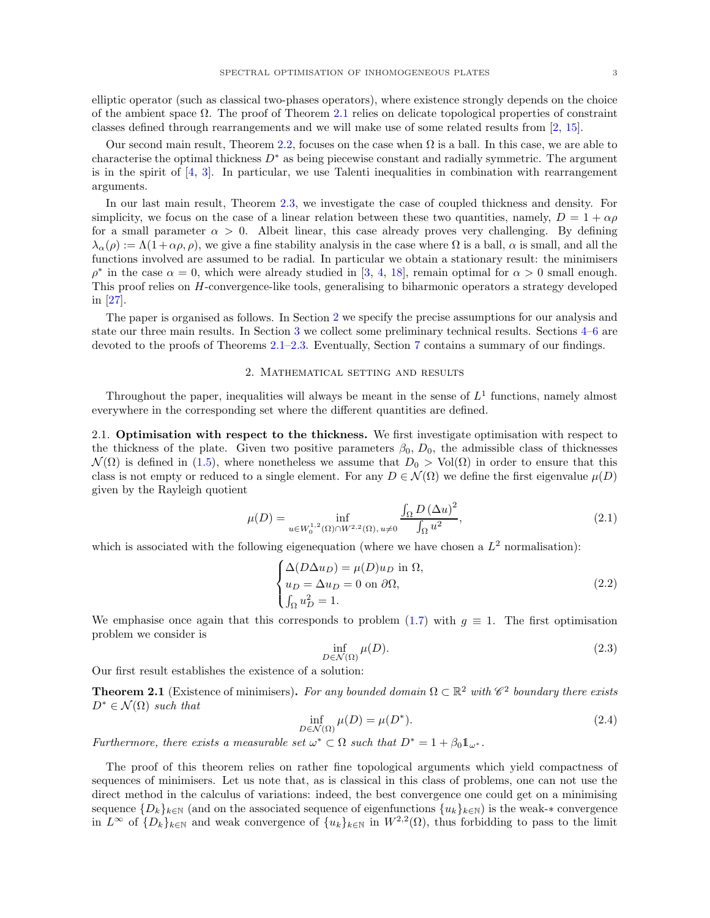elliptic operator (such as classical two-phases operators), where existence strongly depends on the choice of the ambient space $\Omega$. The proof of Theorem 2.1 relies on delicate topological properties of constraint classes defined through rearrangements and we will make use of some related results from [2, 15].

Our second main result, Theorem 2.2, focuses on the case when $\Omega$ is a ball. In this case, we are able to characterise the optimal thickness $D^*$ as being piecewise constant and radially symmetric. The argument is in the spirit of [4, 3]. In particular, we use Talenti inequalities in combination with rearrangement arguments.

In our last main result, Theorem 2.3, we investigate the case of coupled thickness and density. For simplicity, we focus on the case of a linear relation between these two quantities, namely, $D = 1 + \alpha\rho$ for a small parameter $\alpha > 0$. Albeit linear, this case already proves very challenging. By defining $\lambda_\alpha(\rho) := \Lambda(1+\alpha\rho, \rho)$, we give a fine stability analysis in the case where $\Omega$ is a ball, $\alpha$ is small, and all the functions involved are assumed to be radial. In particular we obtain a stationary result: the minimisers $\rho^*$ in the case $\alpha = 0$, which were already studied in [3, 4, 18], remain optimal for $\alpha > 0$ small enough. This proof relies on $H$-convergence-like tools, generalising to biharmonic operators a strategy developed in [27].

The paper is organised as follows. In Section 2 we specify the precise assumptions for our analysis and state our three main results. In Section 3 we collect some preliminary technical results. Sections 4–6 are devoted to the proofs of Theorems 2.1–2.3. Eventually, Section 7 contains a summary of our findings.

## 2. Mathematical setting and results

Throughout the paper, inequalities will always be meant in the sense of $L^1$ functions, namely almost everywhere in the corresponding set where the different quantities are defined.

### 2.1. Optimisation with respect to the thickness.

We first investigate optimisation with respect to the thickness of the plate. Given two positive parameters $\beta_0$, $D_0$, the admissible class of thicknesses $\mathcal{N}(\Omega)$ is defined in (1.5), where nonetheless we assume that $D_0 > \mathrm{Vol}(\Omega)$ in order to ensure that this class is not empty or reduced to a single element. For any $D \in \mathcal{N}(\Omega)$ we define the first eigenvalue $\mu(D)$ given by the Rayleigh quotient

$$\mu(D) = \inf_{u \in W_0^{1,2}(\Omega)\cap W^{2,2}(\Omega),\, u\neq 0} \frac{\int_\Omega D\,(\Delta u)^2}{\int_\Omega u^2}, \tag{2.1}$$

which is associated with the following eigenequation (where we have chosen a $L^2$ normalisation):

$$\begin{cases} \Delta(D\Delta u_D) = \mu(D) u_D \text{ in } \Omega, \\ u_D = \Delta u_D = 0 \text{ on } \partial\Omega, \\ \int_\Omega u_D^2 = 1. \end{cases} \tag{2.2}$$

We emphasise once again that this corresponds to problem (1.7) with $g \equiv 1$. The first optimisation problem we consider is

$$\inf_{D\in\mathcal{N}(\Omega)} \mu(D). \tag{2.3}$$

Our first result establishes the existence of a solution:

**Theorem 2.1** (Existence of minimisers)**.** *For any bounded domain $\Omega \subset \mathbb{R}^2$ with $\mathscr{C}^2$ boundary there exists $D^* \in \mathcal{N}(\Omega)$ such that*

$$\inf_{D\in\mathcal{N}(\Omega)} \mu(D) = \mu(D^*). \tag{2.4}$$

*Furthermore, there exists a measurable set $\omega^* \subset \Omega$ such that $D^* = 1 + \beta_0 \mathbb{1}_{\omega^*}$.*

The proof of this theorem relies on rather fine topological arguments which yield compactness of sequences of minimisers. Let us note that, as is classical in this class of problems, one can not use the direct method in the calculus of variations: indeed, the best convergence one could get on a minimising sequence $\{D_k\}_{k\in\mathbb{N}}$ (and on the associated sequence of eigenfunctions $\{u_k\}_{k\in\mathbb{N}}$) is the weak-$*$ convergence in $L^\infty$ of $\{D_k\}_{k\in\mathbb{N}}$ and weak convergence of $\{u_k\}_{k\in\mathbb{N}}$ in $W^{2,2}(\Omega)$, thus forbidding to pass to the limit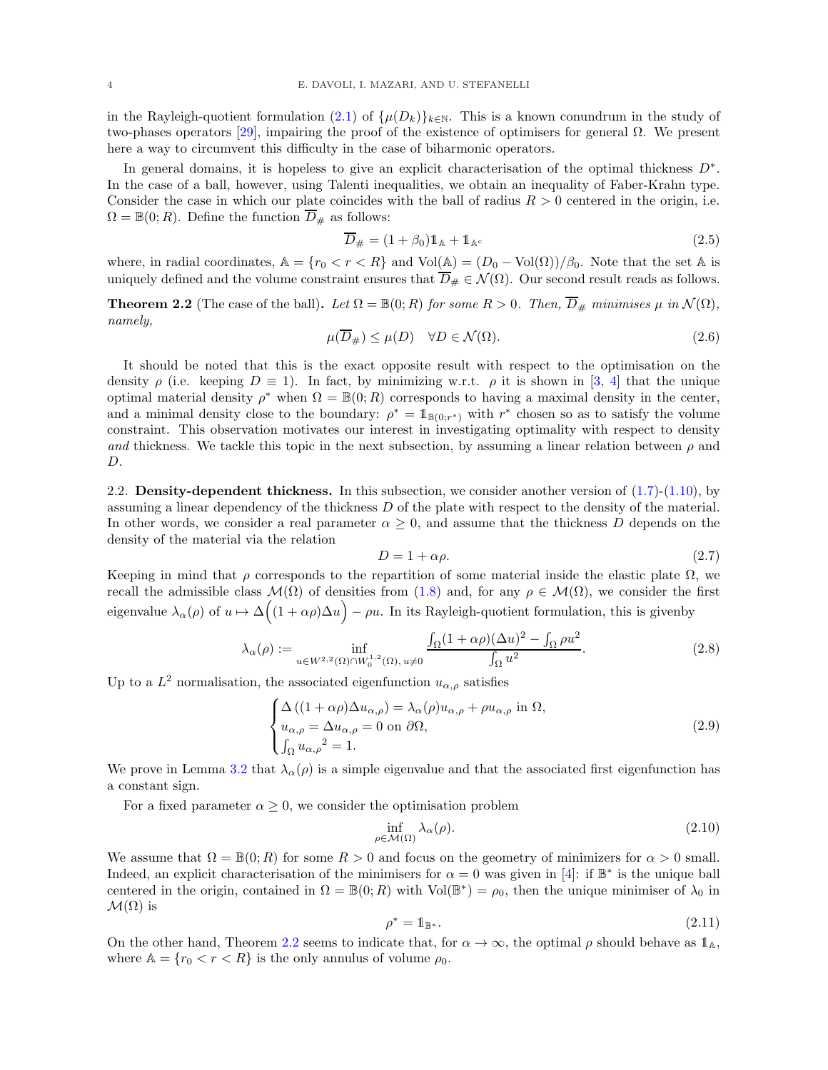in the Rayleigh-quotient formulation (2.1) of $\{\mu(D_k)\}_{k\in\mathbb{N}}$. This is a known conundrum in the study of two-phases operators [29], impairing the proof of the existence of optimisers for general $\Omega$. We present here a way to circumvent this difficulty in the case of biharmonic operators.

In general domains, it is hopeless to give an explicit characterisation of the optimal thickness $D^*$. In the case of a ball, however, using Talenti inequalities, we obtain an inequality of Faber-Krahn type. Consider the case in which our plate coincides with the ball of radius $R > 0$ centered in the origin, i.e. $\Omega = \mathbb{B}(0;R)$. Define the function $\overline{D}_\#$ as follows:

$$\overline{D}_\# = (1+\beta_0)\mathbb{1}_{\mathbb{A}} + \mathbb{1}_{\mathbb{A}^c} \tag{2.5}$$

where, in radial coordinates, $\mathbb{A} = \{r_0 < r < R\}$ and $\mathrm{Vol}(\mathbb{A}) = (D_0 - \mathrm{Vol}(\Omega))/\beta_0$. Note that the set $\mathbb{A}$ is uniquely defined and the volume constraint ensures that $\overline{D}_\# \in \mathcal{N}(\Omega)$. Our second result reads as follows.

**Theorem 2.2** (The case of the ball). *Let $\Omega = \mathbb{B}(0;R)$ for some $R > 0$. Then, $\overline{D}_\#$ minimises $\mu$ in $\mathcal{N}(\Omega)$, namely,*

$$\mu(\overline{D}_\#) \leq \mu(D) \quad \forall D \in \mathcal{N}(\Omega). \tag{2.6}$$

It should be noted that this is the exact opposite result with respect to the optimisation on the density $\rho$ (i.e. keeping $D \equiv 1$). In fact, by minimizing w.r.t. $\rho$ it is shown in [3, 4] that the unique optimal material density $\rho^*$ when $\Omega = \mathbb{B}(0;R)$ corresponds to having a maximal density in the center, and a minimal density close to the boundary: $\rho^* = \mathbb{1}_{\mathbb{B}(0;r^*)}$ with $r^*$ chosen so as to satisfy the volume constraint. This observation motivates our interest in investigating optimality with respect to density *and* thickness. We tackle this topic in the next subsection, by assuming a linear relation between $\rho$ and $D$.

## 2.2. Density-dependent thickness.

In this subsection, we consider another version of (1.7)-(1.10), by assuming a linear dependency of the thickness $D$ of the plate with respect to the density of the material. In other words, we consider a real parameter $\alpha \geq 0$, and assume that the thickness $D$ depends on the density of the material via the relation

$$D = 1 + \alpha\rho. \tag{2.7}$$

Keeping in mind that $\rho$ corresponds to the repartition of some material inside the elastic plate $\Omega$, we recall the admissible class $\mathcal{M}(\Omega)$ of densities from (1.8) and, for any $\rho \in \mathcal{M}(\Omega)$, we consider the first eigenvalue $\lambda_\alpha(\rho)$ of $u \mapsto \Delta\Big((1+\alpha\rho)\Delta u\Big) - \rho u$. In its Rayleigh-quotient formulation, this is givenby

$$\lambda_\alpha(\rho) := \inf_{u \in W^{2,2}(\Omega)\cap W_0^{1,2}(\Omega),\, u\neq 0} \frac{\int_\Omega (1+\alpha\rho)(\Delta u)^2 - \int_\Omega \rho u^2}{\int_\Omega u^2}. \tag{2.8}$$

Up to a $L^2$ normalisation, the associated eigenfunction $u_{\alpha,\rho}$ satisfies

$$\begin{cases} \Delta\left((1+\alpha\rho)\Delta u_{\alpha,\rho}\right) = \lambda_\alpha(\rho) u_{\alpha,\rho} + \rho u_{\alpha,\rho} \text{ in } \Omega, \\ u_{\alpha,\rho} = \Delta u_{\alpha,\rho} = 0 \text{ on } \partial\Omega, \\ \int_\Omega {u_{\alpha,\rho}}^2 = 1. \end{cases} \tag{2.9}$$

We prove in Lemma 3.2 that $\lambda_\alpha(\rho)$ is a simple eigenvalue and that the associated first eigenfunction has a constant sign.

For a fixed parameter $\alpha \geq 0$, we consider the optimisation problem

$$\inf_{\rho\in\mathcal{M}(\Omega)} \lambda_\alpha(\rho). \tag{2.10}$$

We assume that $\Omega = \mathbb{B}(0;R)$ for some $R > 0$ and focus on the geometry of minimizers for $\alpha > 0$ small. Indeed, an explicit characterisation of the minimisers for $\alpha = 0$ was given in [4]: if $\mathbb{B}^*$ is the unique ball centered in the origin, contained in $\Omega = \mathbb{B}(0;R)$ with $\mathrm{Vol}(\mathbb{B}^*) = \rho_0$, then the unique minimiser of $\lambda_0$ in $\mathcal{M}(\Omega)$ is

$$\rho^* = \mathbb{1}_{\mathbb{B}^*}. \tag{2.11}$$

On the other hand, Theorem 2.2 seems to indicate that, for $\alpha \to \infty$, the optimal $\rho$ should behave as $\mathbb{1}_{\mathbb{A}}$, where $\mathbb{A} = \{r_0 < r < R\}$ is the only annulus of volume $\rho_0$.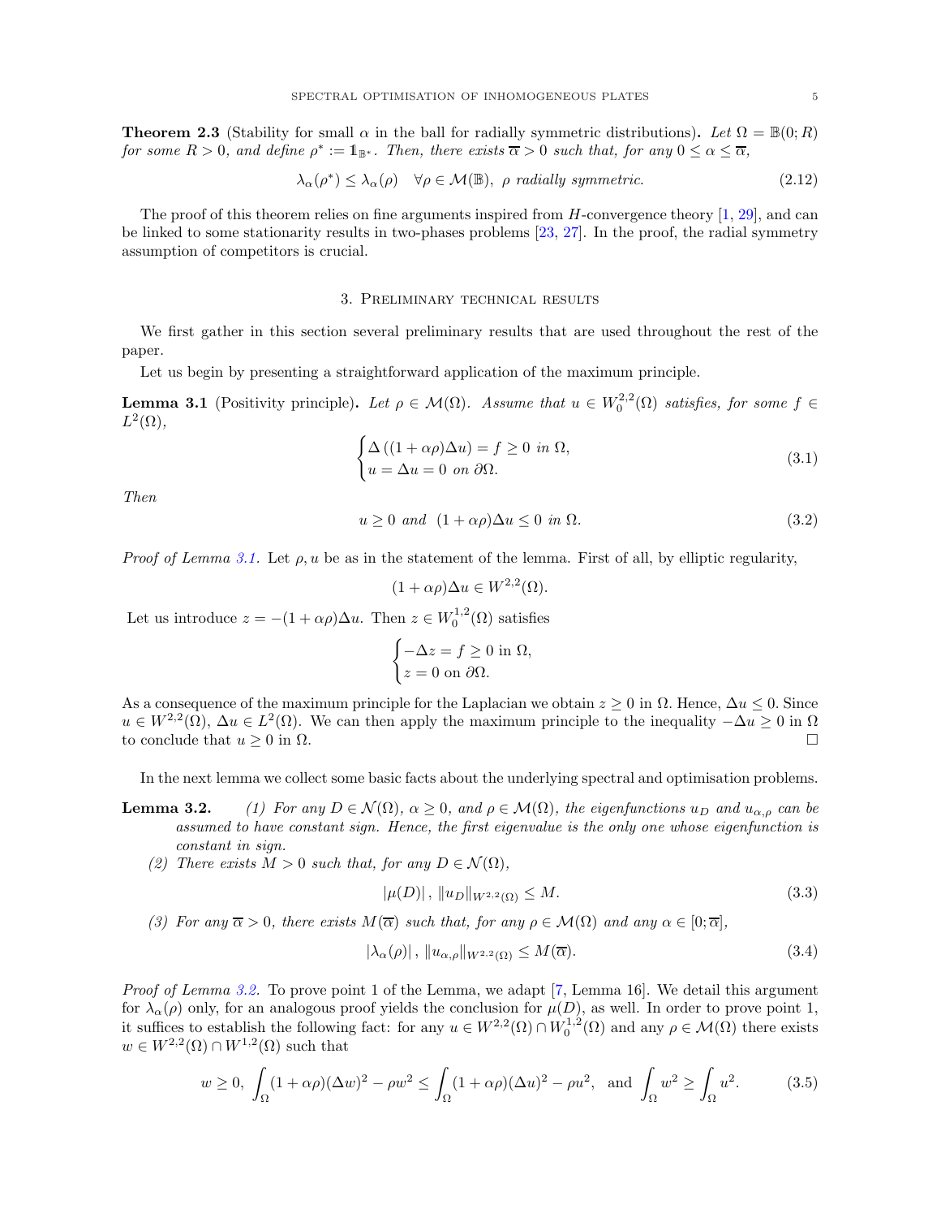**Theorem 2.3** (Stability for small $\alpha$ in the ball for radially symmetric distributions)**.** *Let $\Omega = \mathbb{B}(0;R)$ for some $R>0$, and define $\rho^* := \mathbb{1}_{\mathbb{B}^*}$. Then, there exists $\overline{\alpha}>0$ such that, for any $0 \le \alpha \le \overline{\alpha}$,*

$$\lambda_\alpha(\rho^*) \le \lambda_\alpha(\rho) \quad \forall \rho \in \mathcal{M}(\mathbb{B}),\ \rho \text{ radially symmetric.} \tag{2.12}$$

The proof of this theorem relies on fine arguments inspired from $H$-convergence theory [1, 29], and can be linked to some stationarity results in two-phases problems [23, 27]. In the proof, the radial symmetry assumption of competitors is crucial.

## 3. Preliminary technical results

We first gather in this section several preliminary results that are used throughout the rest of the paper.

Let us begin by presenting a straightforward application of the maximum principle.

**Lemma 3.1** (Positivity principle)**.** *Let $\rho \in \mathcal{M}(\Omega)$. Assume that $u \in W^{2,2}_0(\Omega)$ satisfies, for some $f \in L^2(\Omega)$,*

$$\begin{cases} \Delta\left((1+\alpha\rho)\Delta u\right) = f \ge 0 \text{ in } \Omega, \\ u = \Delta u = 0 \text{ on } \partial\Omega. \end{cases} \tag{3.1}$$

*Then*

$$u \ge 0 \text{ and } (1+\alpha\rho)\Delta u \le 0 \text{ in } \Omega. \tag{3.2}$$

*Proof of Lemma 3.1.* Let $\rho, u$ be as in the statement of the lemma. First of all, by elliptic regularity,

$$(1+\alpha\rho)\Delta u \in W^{2,2}(\Omega).$$

Let us introduce $z = -(1+\alpha\rho)\Delta u$. Then $z \in W^{1,2}_0(\Omega)$ satisfies

$$\begin{cases} -\Delta z = f \ge 0 \text{ in } \Omega, \\ z = 0 \text{ on } \partial\Omega. \end{cases}$$

As a consequence of the maximum principle for the Laplacian we obtain $z \ge 0$ in $\Omega$. Hence, $\Delta u \le 0$. Since $u \in W^{2,2}(\Omega)$, $\Delta u \in L^2(\Omega)$. We can then apply the maximum principle to the inequality $-\Delta u \ge 0$ in $\Omega$ to conclude that $u \ge 0$ in $\Omega$. □

In the next lemma we collect some basic facts about the underlying spectral and optimisation problems.

**Lemma 3.2.**

1. *For any $D \in \mathcal{N}(\Omega)$, $\alpha \ge 0$, and $\rho \in \mathcal{M}(\Omega)$, the eigenfunctions $u_D$ and $u_{\alpha,\rho}$ can be assumed to have constant sign. Hence, the first eigenvalue is the only one whose eigenfunction is constant in sign.*
2. *There exists $M>0$ such that, for any $D \in \mathcal{N}(\Omega)$,*
$$|\mu(D)|\,,\ \|u_D\|_{W^{2,2}(\Omega)} \le M. \tag{3.3}$$
3. *For any $\overline{\alpha}>0$, there exists $M(\overline{\alpha})$ such that, for any $\rho \in \mathcal{M}(\Omega)$ and any $\alpha \in [0;\overline{\alpha}]$,*
$$|\lambda_\alpha(\rho)|\,,\ \|u_{\alpha,\rho}\|_{W^{2,2}(\Omega)} \le M(\overline{\alpha}). \tag{3.4}$$

*Proof of Lemma 3.2.* To prove point 1 of the Lemma, we adapt [7, Lemma 16]. We detail this argument for $\lambda_\alpha(\rho)$ only, for an analogous proof yields the conclusion for $\mu(D)$, as well. In order to prove point 1, it suffices to establish the following fact: for any $u \in W^{2,2}(\Omega) \cap W^{1,2}_0(\Omega)$ and any $\rho \in \mathcal{M}(\Omega)$ there exists $w \in W^{2,2}(\Omega) \cap W^{1,2}(\Omega)$ such that

$$w \ge 0,\ \int_\Omega (1+\alpha\rho)(\Delta w)^2 - \rho w^2 \le \int_\Omega (1+\alpha\rho)(\Delta u)^2 - \rho u^2, \text{ and } \int_\Omega w^2 \ge \int_\Omega u^2. \tag{3.5}$$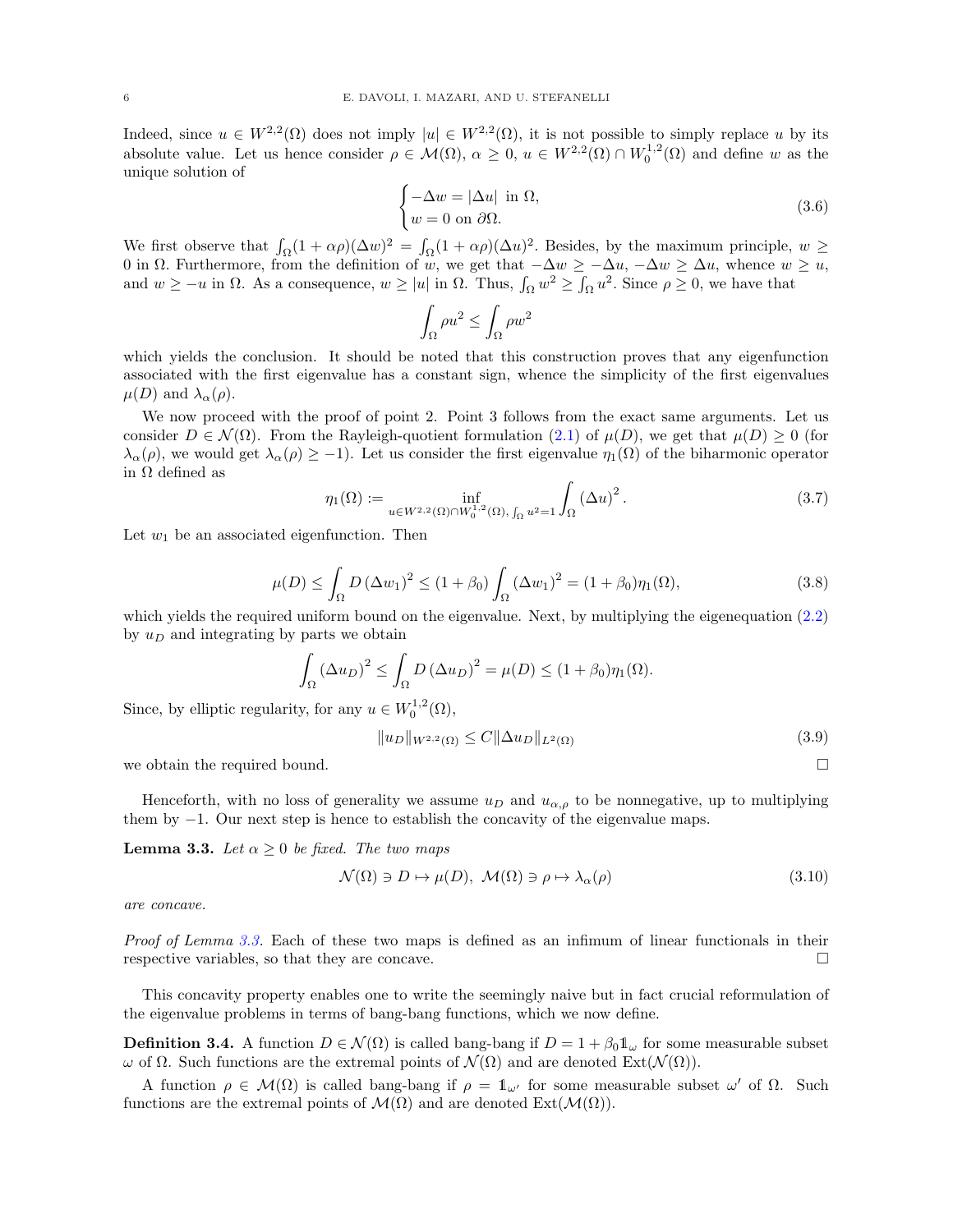Indeed, since $u \in W^{2,2}(\Omega)$ does not imply $|u| \in W^{2,2}(\Omega)$, it is not possible to simply replace $u$ by its absolute value. Let us hence consider $\rho \in \mathcal{M}(\Omega)$, $\alpha \geq 0$, $u \in W^{2,2}(\Omega) \cap W_0^{1,2}(\Omega)$ and define $w$ as the unique solution of

$$
\begin{cases}
-\Delta w = |\Delta u| \text{ in } \Omega, \\
w = 0 \text{ on } \partial\Omega.
\end{cases}
\tag{3.6}
$$

We first observe that $\int_\Omega (1+\alpha\rho)(\Delta w)^2 = \int_\Omega (1+\alpha\rho)(\Delta u)^2$. Besides, by the maximum principle, $w \geq 0$ in $\Omega$. Furthermore, from the definition of $w$, we get that $-\Delta w \geq -\Delta u$, $-\Delta w \geq \Delta u$, whence $w \geq u$, and $w \geq -u$ in $\Omega$. As a consequence, $w \geq |u|$ in $\Omega$. Thus, $\int_\Omega w^2 \geq \int_\Omega u^2$. Since $\rho \geq 0$, we have that

$$
\int_\Omega \rho u^2 \leq \int_\Omega \rho w^2
$$

which yields the conclusion. It should be noted that this construction proves that any eigenfunction associated with the first eigenvalue has a constant sign, whence the simplicity of the first eigenvalues $\mu(D)$ and $\lambda_\alpha(\rho)$.

We now proceed with the proof of point 2. Point 3 follows from the exact same arguments. Let us consider $D \in \mathcal{N}(\Omega)$. From the Rayleigh-quotient formulation (2.1) of $\mu(D)$, we get that $\mu(D) \geq 0$ (for $\lambda_\alpha(\rho)$, we would get $\lambda_\alpha(\rho) \geq -1$). Let us consider the first eigenvalue $\eta_1(\Omega)$ of the biharmonic operator in $\Omega$ defined as

$$
\eta_1(\Omega) := \inf_{u \in W^{2,2}(\Omega) \cap W_0^{1,2}(\Omega),\, \int_\Omega u^2 = 1} \int_\Omega (\Delta u)^2 .
\tag{3.7}
$$

Let $w_1$ be an associated eigenfunction. Then

$$
\mu(D) \leq \int_\Omega D\,(\Delta w_1)^2 \leq (1+\beta_0) \int_\Omega (\Delta w_1)^2 = (1+\beta_0)\eta_1(\Omega),
\tag{3.8}
$$

which yields the required uniform bound on the eigenvalue. Next, by multiplying the eigenequation (2.2) by $u_D$ and integrating by parts we obtain

$$
\int_\Omega (\Delta u_D)^2 \leq \int_\Omega D\,(\Delta u_D)^2 = \mu(D) \leq (1+\beta_0)\eta_1(\Omega).
$$

Since, by elliptic regularity, for any $u \in W_0^{1,2}(\Omega)$,

$$
\|u_D\|_{W^{2,2}(\Omega)} \leq C \|\Delta u_D\|_{L^2(\Omega)}
\tag{3.9}
$$

we obtain the required bound. $\square$

Henceforth, with no loss of generality we assume $u_D$ and $u_{\alpha,\rho}$ to be nonnegative, up to multiplying them by $-1$. Our next step is hence to establish the concavity of the eigenvalue maps.

**Lemma 3.3.** *Let $\alpha \geq 0$ be fixed. The two maps*

$$
\mathcal{N}(\Omega) \ni D \mapsto \mu(D), \;\; \mathcal{M}(\Omega) \ni \rho \mapsto \lambda_\alpha(\rho)
\tag{3.10}
$$

*are concave.*

*Proof of Lemma 3.3.* Each of these two maps is defined as an infimum of linear functionals in their respective variables, so that they are concave. $\square$

This concavity property enables one to write the seemingly naive but in fact crucial reformulation of the eigenvalue problems in terms of bang-bang functions, which we now define.

**Definition 3.4.** A function $D \in \mathcal{N}(\Omega)$ is called bang-bang if $D = 1 + \beta_0 \mathbb{1}_\omega$ for some measurable subset $\omega$ of $\Omega$. Such functions are the extremal points of $\mathcal{N}(\Omega)$ and are denoted $\mathrm{Ext}(\mathcal{N}(\Omega))$.

A function $\rho \in \mathcal{M}(\Omega)$ is called bang-bang if $\rho = \mathbb{1}_{\omega'}$ for some measurable subset $\omega'$ of $\Omega$. Such functions are the extremal points of $\mathcal{M}(\Omega)$ and are denoted $\mathrm{Ext}(\mathcal{M}(\Omega))$.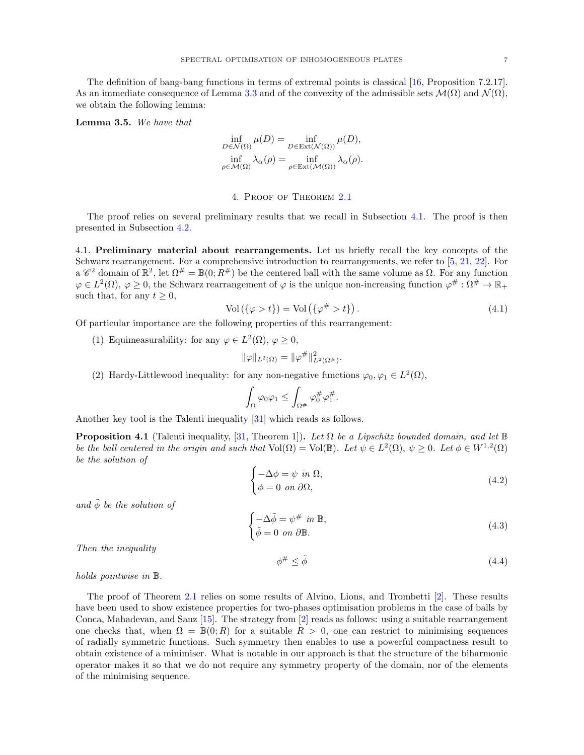The definition of bang-bang functions in terms of extremal points is classical [16, Proposition 7.2.17]. As an immediate consequence of Lemma 3.3 and of the convexity of the admissible sets $\mathcal{M}(\Omega)$ and $\mathcal{N}(\Omega)$, we obtain the following lemma:

**Lemma 3.5.** *We have that*

$$\inf_{D\in\mathcal{N}(\Omega)} \mu(D) = \inf_{D\in \mathrm{Ext}(\mathcal{N}(\Omega))} \mu(D),$$
$$\inf_{\rho\in\mathcal{M}(\Omega)} \lambda_\alpha(\rho) = \inf_{\rho\in \mathrm{Ext}(\mathcal{M}(\Omega))} \lambda_\alpha(\rho).$$

## 4. Proof of Theorem 2.1

The proof relies on several preliminary results that we recall in Subsection 4.1. The proof is then presented in Subsection 4.2.

### 4.1. Preliminary material about rearrangements.

Let us briefly recall the key concepts of the Schwarz rearrangement. For a comprehensive introduction to rearrangements, we refer to [5, 21, 22]. For a $\mathscr{C}^2$ domain of $\mathbb{R}^2$, let $\Omega^\# = \mathbb{B}(0; R^\#)$ be the centered ball with the same volume as $\Omega$. For any function $\varphi \in L^2(\Omega)$, $\varphi \geq 0$, the Schwarz rearrangement of $\varphi$ is the unique non-increasing function $\varphi^\# : \Omega^\# \to \mathbb{R}_+$ such that, for any $t \geq 0$,

$$\mathrm{Vol}\left(\{\varphi > t\}\right) = \mathrm{Vol}\left(\{\varphi^\# > t\}\right). \tag{4.1}$$

Of particular importance are the following properties of this rearrangement:

1. Equimeasurability: for any $\varphi \in L^2(\Omega)$, $\varphi \geq 0$,
$$\|\varphi\|_{L^2(\Omega)} = \|\varphi^\#\|^2_{L^2(\Omega^\#)}.$$
2. Hardy-Littlewood inequality: for any non-negative functions $\varphi_0, \varphi_1 \in L^2(\Omega)$,
$$\int_\Omega \varphi_0\varphi_1 \leq \int_{\Omega^\#} \varphi_0^\# \varphi_1^\#.$$

Another key tool is the Talenti inequality [31] which reads as follows.

**Proposition 4.1** (Talenti inequality, [31, Theorem 1])**.** *Let $\Omega$ be a Lipschitz bounded domain, and let $\mathbb{B}$ be the ball centered in the origin and such that $\mathrm{Vol}(\Omega) = \mathrm{Vol}(\mathbb{B})$. Let $\psi \in L^2(\Omega)$, $\psi \geq 0$. Let $\phi \in W^{1,2}(\Omega)$ be the solution of*

$$\begin{cases} -\Delta\phi = \psi \ \text{ in } \Omega, \\ \phi = 0 \ \text{ on } \partial\Omega, \end{cases} \tag{4.2}$$

*and $\tilde{\phi}$ be the solution of*

$$\begin{cases} -\Delta\tilde{\phi} = \psi^\# \ \text{ in } \mathbb{B}, \\ \tilde{\phi} = 0 \ \text{ on } \partial\mathbb{B}. \end{cases} \tag{4.3}$$

*Then the inequality*

$$\phi^\# \leq \tilde{\phi} \tag{4.4}$$

*holds pointwise in $\mathbb{B}$.*

The proof of Theorem 2.1 relies on some results of Alvino, Lions, and Trombetti [2]. These results have been used to show existence properties for two-phases optimisation problems in the case of balls by Conca, Mahadevan, and Sanz [15]. The strategy from [2] reads as follows: using a suitable rearrangement one checks that, when $\Omega = \mathbb{B}(0; R)$ for a suitable $R > 0$, one can restrict to minimising sequences of radially symmetric functions. Such symmetry then enables to use a powerful compactness result to obtain existence of a minimiser. What is notable in our approach is that the structure of the biharmonic operator makes it so that we do not require any symmetry property of the domain, nor of the elements of the minimising sequence.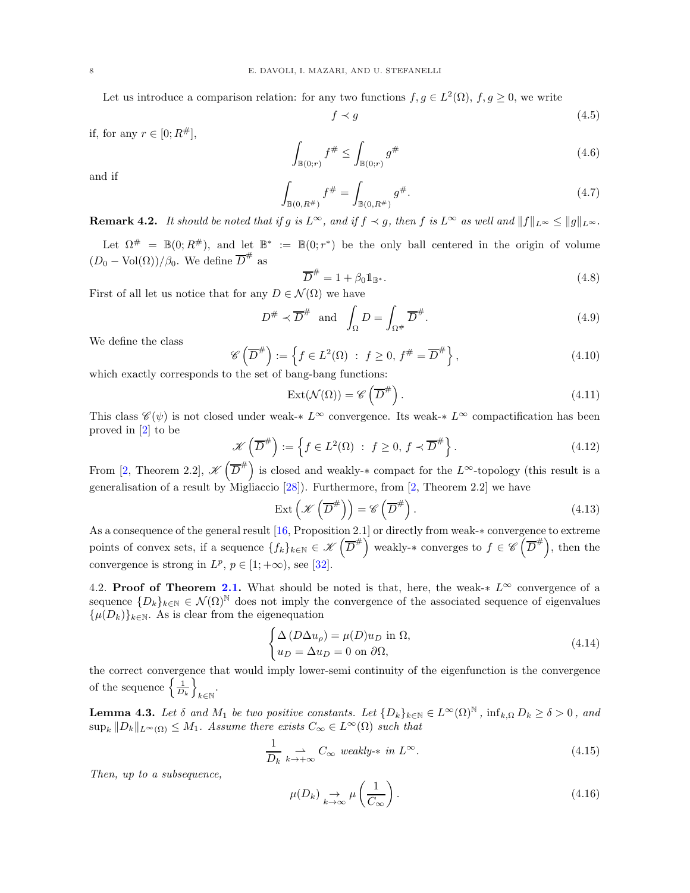Let us introduce a comparison relation: for any two functions $f, g \in L^2(\Omega)$, $f, g \geq 0$, we write

$$f \prec g \tag{4.5}$$

if, for any $r \in [0; R^\#]$,

$$\int_{\mathbb{B}(0;r)} f^\# \leq \int_{\mathbb{B}(0;r)} g^\# \tag{4.6}$$

and if

$$\int_{\mathbb{B}(0,R^\#)} f^\# = \int_{\mathbb{B}(0,R^\#)} g^\#. \tag{4.7}$$

**Remark 4.2.** *It should be noted that if $g$ is $L^\infty$, and if $f \prec g$, then $f$ is $L^\infty$ as well and $\|f\|_{L^\infty} \leq \|g\|_{L^\infty}$.*

Let $\Omega^\# = \mathbb{B}(0; R^\#)$, and let $\mathbb{B}^* := \mathbb{B}(0; r^*)$ be the only ball centered in the origin of volume $(D_0 - \mathrm{Vol}(\Omega))/\beta_0$. We define $\overline{D}^\#$ as

$$\overline{D}^\# = 1 + \beta_0 \mathbb{1}_{\mathbb{B}^*}. \tag{4.8}$$

First of all let us notice that for any $D \in \mathcal{N}(\Omega)$ we have

$$D^\# \prec \overline{D}^\# \text{ and } \int_\Omega D = \int_{\Omega^\#} \overline{D}^\#. \tag{4.9}$$

We define the class

$$\mathscr{C}\left(\overline{D}^\#\right) := \left\{ f \in L^2(\Omega) \ : \ f \geq 0, \ f^\# = \overline{D}^\# \right\}, \tag{4.10}$$

which exactly corresponds to the set of bang-bang functions:

$$\mathrm{Ext}(\mathcal{N}(\Omega)) = \mathscr{C}\left(\overline{D}^\#\right). \tag{4.11}$$

This class $\mathscr{C}(\psi)$ is not closed under weak-$*$ $L^\infty$ convergence. Its weak-$*$ $L^\infty$ compactification has been proved in [2] to be

$$\mathscr{K}\left(\overline{D}^\#\right) := \left\{ f \in L^2(\Omega) \ : \ f \geq 0, \ f \prec \overline{D}^\# \right\}. \tag{4.12}$$

From [2, Theorem 2.2], $\mathscr{K}\left(\overline{D}^\#\right)$ is closed and weakly-$*$ compact for the $L^\infty$-topology (this result is a generalisation of a result by Migliaccio [28]). Furthermore, from [2, Theorem 2.2] we have

$$\mathrm{Ext}\left(\mathscr{K}\left(\overline{D}^\#\right)\right) = \mathscr{C}\left(\overline{D}^\#\right). \tag{4.13}$$

As a consequence of the general result [16, Proposition 2.1] or directly from weak-$*$ convergence to extreme points of convex sets, if a sequence $\{f_k\}_{k\in\mathbb{N}} \in \mathscr{K}\left(\overline{D}^\#\right)$ weakly-$*$ converges to $f \in \mathscr{C}\left(\overline{D}^\#\right)$, then the convergence is strong in $L^p$, $p \in [1; +\infty)$, see [32].

4.2. **Proof of Theorem 2.1.** What should be noted is that, here, the weak-$*$ $L^\infty$ convergence of a sequence $\{D_k\}_{k\in\mathbb{N}} \in \mathcal{N}(\Omega)^\mathbb{N}$ does not imply the convergence of the associated sequence of eigenvalues $\{\mu(D_k)\}_{k\in\mathbb{N}}$. As is clear from the eigenequation

$$\begin{cases} \Delta\left(D\Delta u_\rho\right) = \mu(D) u_D \text{ in } \Omega, \\ u_D = \Delta u_D = 0 \text{ on } \partial\Omega, \end{cases} \tag{4.14}$$

the correct convergence that would imply lower-semi continuity of the eigenfunction is the convergence of the sequence $\left\{\frac{1}{D_k}\right\}_{k\in\mathbb{N}}$.

**Lemma 4.3.** *Let $\delta$ and $M_1$ be two positive constants. Let $\{D_k\}_{k\in\mathbb{N}} \in L^\infty(\Omega)^\mathbb{N}$, $\inf_{k,\Omega} D_k \geq \delta > 0$, and $\sup_k \|D_k\|_{L^\infty(\Omega)} \leq M_1$. Assume there exists $C_\infty \in L^\infty(\Omega)$ such that*

$$\frac{1}{D_k} \underset{k\to+\infty}{\rightharpoonup} C_\infty \text{ weakly-}* \text{ in } L^\infty. \tag{4.15}$$

*Then, up to a subsequence,*

$$\mu(D_k) \underset{k\to\infty}{\rightarrow} \mu\left(\frac{1}{C_\infty}\right). \tag{4.16}$$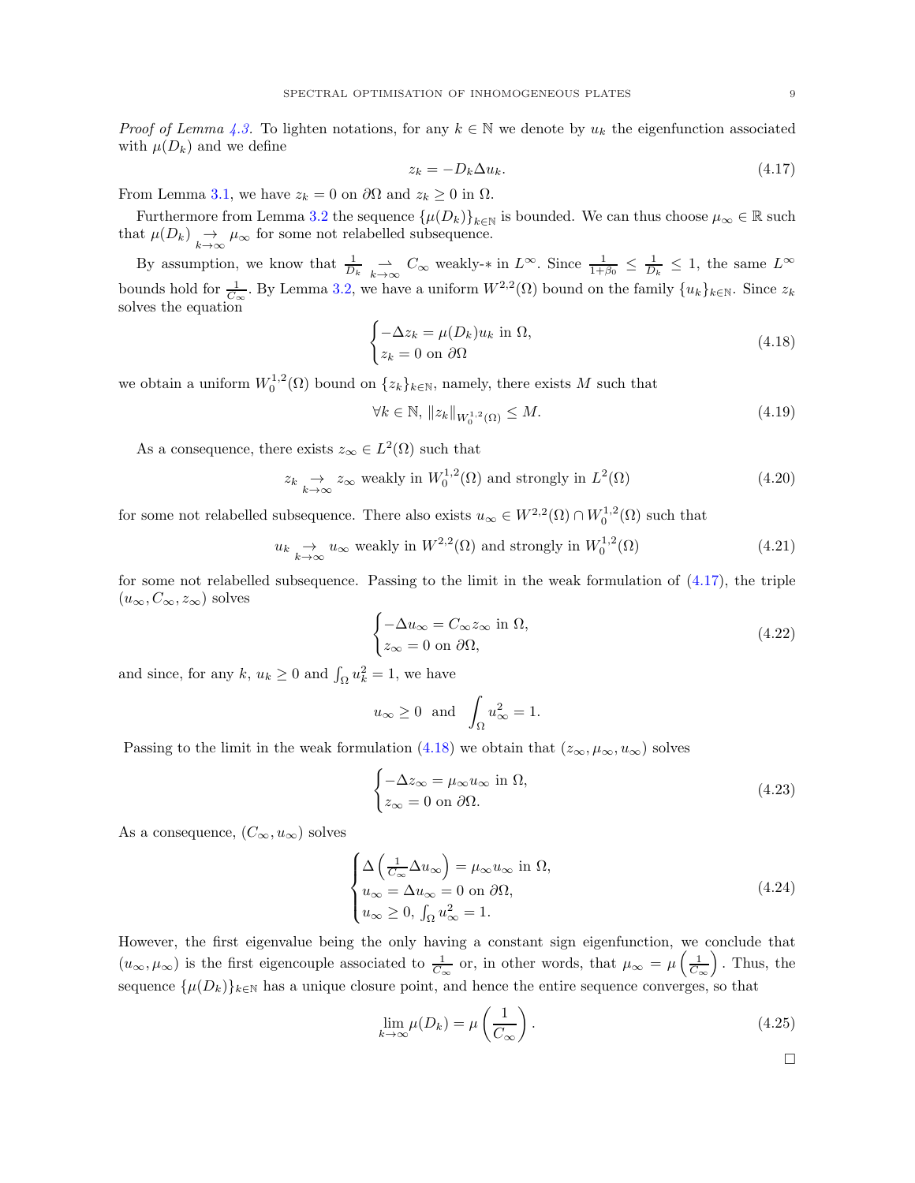*Proof of Lemma 4.3.* To lighten notations, for any $k \in \mathbb{N}$ we denote by $u_k$ the eigenfunction associated with $\mu(D_k)$ and we define

$$z_k = -D_k \Delta u_k. \tag{4.17}$$

From Lemma 3.1, we have $z_k = 0$ on $\partial\Omega$ and $z_k \geq 0$ in $\Omega$.

Furthermore from Lemma 3.2 the sequence $\{\mu(D_k)\}_{k\in\mathbb{N}}$ is bounded. We can thus choose $\mu_\infty \in \mathbb{R}$ such that $\mu(D_k) \underset{k\to\infty}{\to} \mu_\infty$ for some not relabelled subsequence.

By assumption, we know that $\frac{1}{D_k} \underset{k\to\infty}{\rightharpoonup} C_\infty$ weakly-$*$ in $L^\infty$. Since $\frac{1}{1+\beta_0} \leq \frac{1}{D_k} \leq 1$, the same $L^\infty$ bounds hold for $\frac{1}{C_\infty}$. By Lemma 3.2, we have a uniform $W^{2,2}(\Omega)$ bound on the family $\{u_k\}_{k\in\mathbb{N}}$. Since $z_k$ solves the equation

$$\begin{cases} -\Delta z_k = \mu(D_k) u_k \text{ in } \Omega, \\ z_k = 0 \text{ on } \partial\Omega \end{cases} \tag{4.18}$$

we obtain a uniform $W_0^{1,2}(\Omega)$ bound on $\{z_k\}_{k\in\mathbb{N}}$, namely, there exists $M$ such that

$$\forall k \in \mathbb{N},\ \|z_k\|_{W_0^{1,2}(\Omega)} \leq M. \tag{4.19}$$

As a consequence, there exists $z_\infty \in L^2(\Omega)$ such that

$$z_k \underset{k\to\infty}{\to} z_\infty \text{ weakly in } W_0^{1,2}(\Omega) \text{ and strongly in } L^2(\Omega) \tag{4.20}$$

for some not relabelled subsequence. There also exists $u_\infty \in W^{2,2}(\Omega) \cap W_0^{1,2}(\Omega)$ such that

$$u_k \underset{k\to\infty}{\to} u_\infty \text{ weakly in } W^{2,2}(\Omega) \text{ and strongly in } W_0^{1,2}(\Omega) \tag{4.21}$$

for some not relabelled subsequence. Passing to the limit in the weak formulation of (4.17), the triple $(u_\infty, C_\infty, z_\infty)$ solves

$$\begin{cases} -\Delta u_\infty = C_\infty z_\infty \text{ in } \Omega, \\ z_\infty = 0 \text{ on } \partial\Omega, \end{cases} \tag{4.22}$$

and since, for any $k$, $u_k \geq 0$ and $\int_\Omega u_k^2 = 1$, we have

$$u_\infty \geq 0 \text{ and } \int_\Omega u_\infty^2 = 1.$$

Passing to the limit in the weak formulation (4.18) we obtain that $(z_\infty, \mu_\infty, u_\infty)$ solves

$$\begin{cases} -\Delta z_\infty = \mu_\infty u_\infty \text{ in } \Omega, \\ z_\infty = 0 \text{ on } \partial\Omega. \end{cases} \tag{4.23}$$

As a consequence, $(C_\infty, u_\infty)$ solves

$$\begin{cases} \Delta\left(\frac{1}{C_\infty}\Delta u_\infty\right) = \mu_\infty u_\infty \text{ in } \Omega, \\ u_\infty = \Delta u_\infty = 0 \text{ on } \partial\Omega, \\ u_\infty \geq 0,\ \int_\Omega u_\infty^2 = 1. \end{cases} \tag{4.24}$$

However, the first eigenvalue being the only having a constant sign eigenfunction, we conclude that $(u_\infty, \mu_\infty)$ is the first eigencouple associated to $\frac{1}{C_\infty}$ or, in other words, that $\mu_\infty = \mu\left(\frac{1}{C_\infty}\right)$. Thus, the sequence $\{\mu(D_k)\}_{k\in\mathbb{N}}$ has a unique closure point, and hence the entire sequence converges, so that

$$\lim_{k\to\infty} \mu(D_k) = \mu\left(\frac{1}{C_\infty}\right). \tag{4.25}$$

$\square$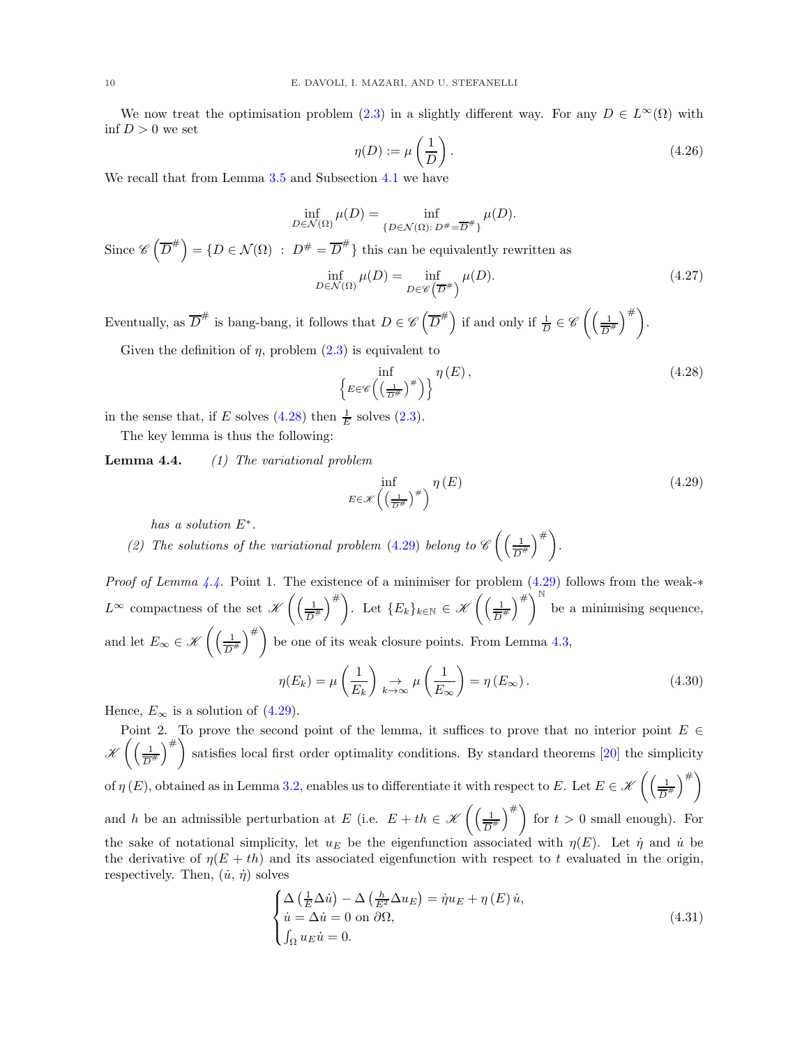We now treat the optimisation problem (2.3) in a slightly different way. For any $D \in L^\infty(\Omega)$ with $\inf D > 0$ we set

$$\eta(D) := \mu\left(\frac{1}{D}\right). \tag{4.26}$$

We recall that from Lemma 3.5 and Subsection 4.1 we have

$$\inf_{D \in \mathcal{N}(\Omega)} \mu(D) = \inf_{\{D \in \mathcal{N}(\Omega) :\, D^\# = \overline{D}^\#\}} \mu(D).$$

Since $\mathscr{C}\left(\overline{D}^\#\right) = \{D \in \mathcal{N}(\Omega) \ : \ D^\# = \overline{D}^\#\}$ this can be equivalently rewritten as

$$\inf_{D \in \mathcal{N}(\Omega)} \mu(D) = \inf_{D \in \mathscr{C}\left(\overline{D}^\#\right)} \mu(D). \tag{4.27}$$

Eventually, as $\overline{D}^\#$ is bang-bang, it follows that $D \in \mathscr{C}\left(\overline{D}^\#\right)$ if and only if $\frac{1}{D} \in \mathscr{C}\left(\left(\frac{1}{\overline{D}^\#}\right)^\#\right)$.

Given the definition of $\eta$, problem (2.3) is equivalent to

$$\inf_{\left\{E \in \mathscr{C}\left(\left(\frac{1}{\overline{D}^\#}\right)^\#\right)\right\}} \eta\left(E\right), \tag{4.28}$$

in the sense that, if $E$ solves (4.28) then $\frac{1}{E}$ solves (2.3).

The key lemma is thus the following:

**Lemma 4.4.** *(1) The variational problem*

$$\inf_{E \in \mathscr{K}\left(\left(\frac{1}{\overline{D}^\#}\right)^\#\right)} \eta\left(E\right) \tag{4.29}$$

*has a solution $E^*$.*

*(2) The solutions of the variational problem (4.29) belong to $\mathscr{C}\left(\left(\frac{1}{\overline{D}^\#}\right)^\#\right)$.*

*Proof of Lemma 4.4.* Point 1. The existence of a minimiser for problem (4.29) follows from the weak-$*$ $L^\infty$ compactness of the set $\mathscr{K}\left(\left(\frac{1}{\overline{D}^\#}\right)^\#\right)$. Let $\{E_k\}_{k\in\mathbb{N}} \in \mathscr{K}\left(\left(\frac{1}{\overline{D}^\#}\right)^\#\right)^{\mathbb{N}}$ be a minimising sequence, and let $E_\infty \in \mathscr{K}\left(\left(\frac{1}{\overline{D}^\#}\right)^\#\right)$ be one of its weak closure points. From Lemma 4.3,

$$\eta(E_k) = \mu\left(\frac{1}{E_k}\right) \underset{k\to\infty}{\to} \mu\left(\frac{1}{E_\infty}\right) = \eta\left(E_\infty\right). \tag{4.30}$$

Hence, $E_\infty$ is a solution of (4.29).

Point 2. To prove the second point of the lemma, it suffices to prove that no interior point $E \in \mathscr{K}\left(\left(\frac{1}{\overline{D}^\#}\right)^\#\right)$ satisfies local first order optimality conditions. By standard theorems [20] the simplicity of $\eta\left(E\right)$, obtained as in Lemma 3.2, enables us to differentiate it with respect to $E$. Let $E \in \mathscr{K}\left(\left(\frac{1}{\overline{D}^\#}\right)^\#\right)$ and $h$ be an admissible perturbation at $E$ (i.e. $E + th \in \mathscr{K}\left(\left(\frac{1}{\overline{D}^\#}\right)^\#\right)$ for $t > 0$ small enough). For the sake of notational simplicity, let $u_E$ be the eigenfunction associated with $\eta(E)$. Let $\dot{\eta}$ and $\dot{u}$ be the derivative of $\eta(E + th)$ and its associated eigenfunction with respect to $t$ evaluated in the origin, respectively. Then, $(\dot{u}, \dot{\eta})$ solves

$$\begin{cases} \Delta\left(\frac{1}{E}\Delta\dot{u}\right) - \Delta\left(\frac{h}{E^2}\Delta u_E\right) = \dot{\eta} u_E + \eta\left(E\right)\dot{u}, \\ \dot{u} = \Delta\dot{u} = 0 \text{ on } \partial\Omega, \\ \int_\Omega u_E \dot{u} = 0. \end{cases} \tag{4.31}$$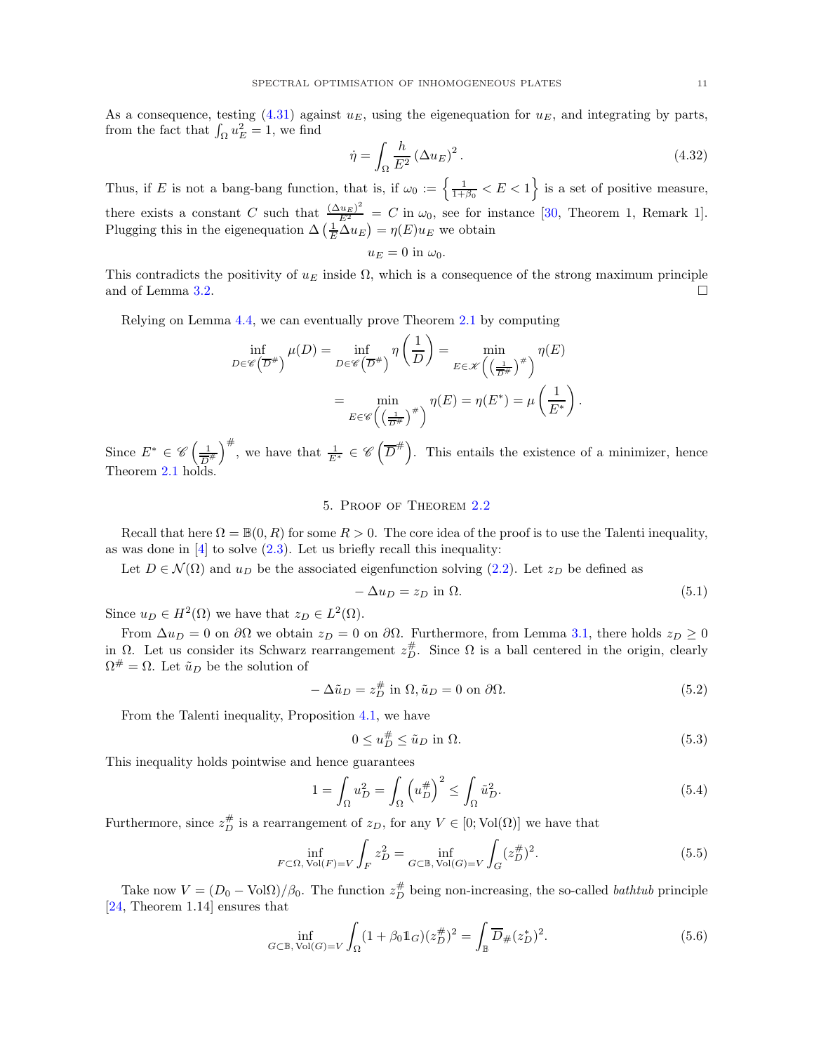As a consequence, testing (4.31) against $u_E$, using the eigenequation for $u_E$, and integrating by parts, from the fact that $\int_\Omega u_E^2 = 1$, we find

$$\dot{\eta} = \int_\Omega \frac{h}{E^2} \left(\Delta u_E\right)^2. \tag{4.32}$$

Thus, if $E$ is not a bang-bang function, that is, if $\omega_0 := \left\{\frac{1}{1+\beta_0} < E < 1\right\}$ is a set of positive measure, there exists a constant $C$ such that $\frac{(\Delta u_E)^2}{E^2} = C$ in $\omega_0$, see for instance [30, Theorem 1, Remark 1]. Plugging this in the eigenequation $\Delta\left(\frac{1}{E}\Delta u_E\right) = \eta(E) u_E$ we obtain

$$u_E = 0 \text{ in } \omega_0.$$

This contradicts the positivity of $u_E$ inside $\Omega$, which is a consequence of the strong maximum principle and of Lemma 3.2. □

Relying on Lemma 4.4, we can eventually prove Theorem 2.1 by computing

$$\inf_{D \in \mathscr{C}\left(\overline{D}^\#\right)} \mu(D) = \inf_{D \in \mathscr{C}\left(\overline{D}^\#\right)} \eta\left(\frac{1}{D}\right) = \min_{E \in \mathscr{K}\left(\left(\frac{1}{\overline{D}^\#}\right)^\#\right)} \eta(E)$$

$$= \min_{E \in \mathscr{C}\left(\left(\frac{1}{\overline{D}^\#}\right)^\#\right)} \eta(E) = \eta(E^*) = \mu\left(\frac{1}{E^*}\right).$$

Since $E^* \in \mathscr{C}\left(\frac{1}{\overline{D}^\#}\right)^\#$, we have that $\frac{1}{E^*} \in \mathscr{C}\left(\overline{D}^\#\right)$. This entails the existence of a minimizer, hence Theorem 2.1 holds.

## 5. Proof of Theorem 2.2

Recall that here $\Omega = \mathbb{B}(0, R)$ for some $R > 0$. The core idea of the proof is to use the Talenti inequality, as was done in [4] to solve (2.3). Let us briefly recall this inequality:

Let $D \in \mathcal{N}(\Omega)$ and $u_D$ be the associated eigenfunction solving (2.2). Let $z_D$ be defined as

$$-\Delta u_D = z_D \text{ in } \Omega. \tag{5.1}$$

Since $u_D \in H^2(\Omega)$ we have that $z_D \in L^2(\Omega)$.

From $\Delta u_D = 0$ on $\partial\Omega$ we obtain $z_D = 0$ on $\partial\Omega$. Furthermore, from Lemma 3.1, there holds $z_D \geq 0$ in $\Omega$. Let us consider its Schwarz rearrangement $z_D^\#$. Since $\Omega$ is a ball centered in the origin, clearly $\Omega^\# = \Omega$. Let $\tilde{u}_D$ be the solution of

$$-\Delta \tilde{u}_D = z_D^\# \text{ in } \Omega, \tilde{u}_D = 0 \text{ on } \partial\Omega. \tag{5.2}$$

From the Talenti inequality, Proposition 4.1, we have

$$0 \leq u_D^\# \leq \tilde{u}_D \text{ in } \Omega. \tag{5.3}$$

This inequality holds pointwise and hence guarantees

$$1 = \int_\Omega u_D^2 = \int_\Omega \left(u_D^\#\right)^2 \leq \int_\Omega \tilde{u}_D^2. \tag{5.4}$$

Furthermore, since $z_D^\#$ is a rearrangement of $z_D$, for any $V \in [0; \mathrm{Vol}(\Omega)]$ we have that

$$\inf_{F \subset \Omega,\, \mathrm{Vol}(F) = V} \int_F z_D^2 = \inf_{G \subset \mathbb{B},\, \mathrm{Vol}(G) = V} \int_G (z_D^\#)^2. \tag{5.5}$$

Take now $V = (D_0 - \mathrm{Vol}\Omega)/\beta_0$. The function $z_D^\#$ being non-increasing, the so-called *bathtub* principle [24, Theorem 1.14] ensures that

$$\inf_{G \subset \mathbb{B},\, \mathrm{Vol}(G) = V} \int_\Omega (1 + \beta_0 \mathbb{1}_G)(z_D^\#)^2 = \int_\mathbb{B} \overline{D}_\#(z_D^*)^2. \tag{5.6}$$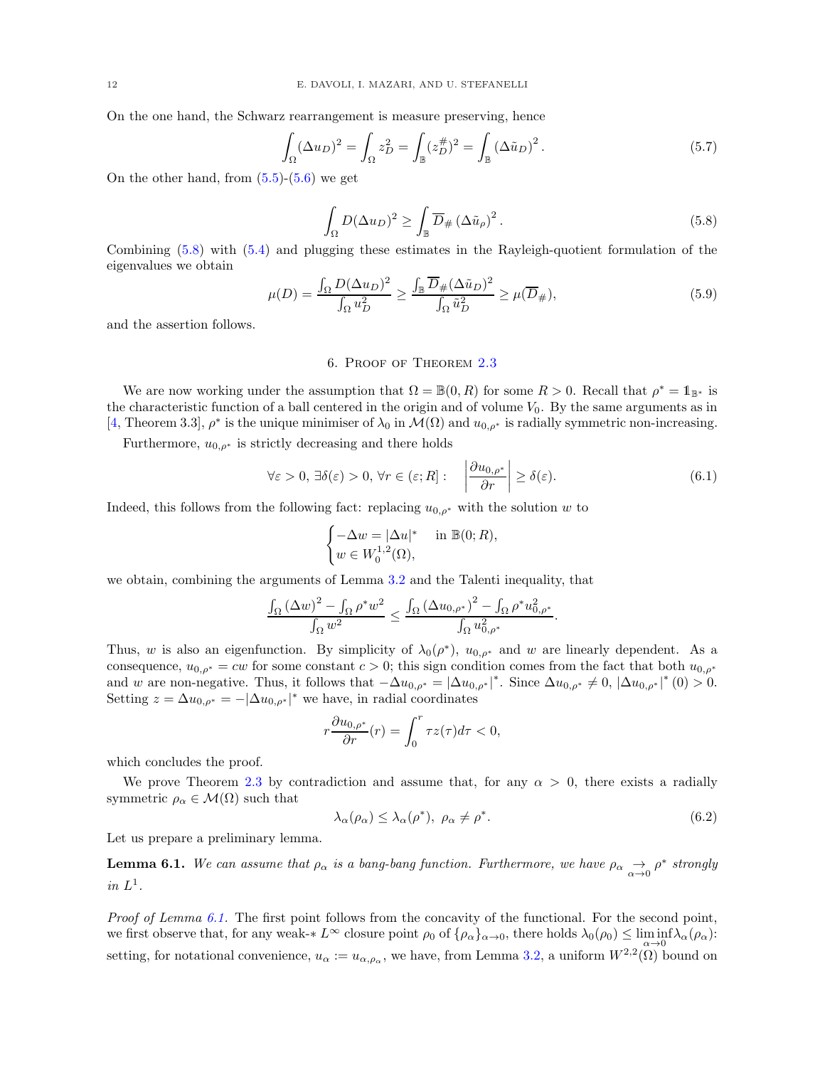On the one hand, the Schwarz rearrangement is measure preserving, hence

$$\int_\Omega (\Delta u_D)^2 = \int_\Omega z_D^2 = \int_{\mathbb{B}} (z_D^\#)^2 = \int_{\mathbb{B}} (\Delta \tilde{u}_D)^2 . \tag{5.7}$$

On the other hand, from (5.5)-(5.6) we get

$$\int_\Omega D(\Delta u_D)^2 \geq \int_{\mathbb{B}} \overline{D}_\# \, (\Delta \tilde{u}_\rho)^2 . \tag{5.8}$$

Combining (5.8) with (5.4) and plugging these estimates in the Rayleigh-quotient formulation of the eigenvalues we obtain

$$\mu(D) = \frac{\int_\Omega D(\Delta u_D)^2}{\int_\Omega u_D^2} \geq \frac{\int_{\mathbb{B}} \overline{D}_\# (\Delta \tilde{u}_D)^2}{\int_\Omega \tilde{u}_D^2} \geq \mu(\overline{D}_\#), \tag{5.9}$$

and the assertion follows.

## 6. Proof of Theorem 2.3

We are now working under the assumption that $\Omega = \mathbb{B}(0,R)$ for some $R > 0$. Recall that $\rho^* = \mathbb{1}_{\mathbb{B}^*}$ is the characteristic function of a ball centered in the origin and of volume $V_0$. By the same arguments as in [4, Theorem 3.3], $\rho^*$ is the unique minimiser of $\lambda_0$ in $\mathcal{M}(\Omega)$ and $u_{0,\rho^*}$ is radially symmetric non-increasing.

Furthermore, $u_{0,\rho^*}$ is strictly decreasing and there holds

$$\forall \varepsilon > 0, \, \exists \delta(\varepsilon) > 0, \, \forall r \in (\varepsilon; R] : \quad \left| \frac{\partial u_{0,\rho^*}}{\partial r} \right| \geq \delta(\varepsilon). \tag{6.1}$$

Indeed, this follows from the following fact: replacing $u_{0,\rho^*}$ with the solution $w$ to

$$\begin{cases} -\Delta w = |\Delta u|^* & \text{in } \mathbb{B}(0;R), \\ w \in W_0^{1,2}(\Omega), \end{cases}$$

we obtain, combining the arguments of Lemma 3.2 and the Talenti inequality, that

$$\frac{\int_\Omega (\Delta w)^2 - \int_\Omega \rho^* w^2}{\int_\Omega w^2} \leq \frac{\int_\Omega (\Delta u_{0,\rho^*})^2 - \int_\Omega \rho^* u_{0,\rho^*}^2}{\int_\Omega u_{0,\rho^*}^2}.$$

Thus, $w$ is also an eigenfunction. By simplicity of $\lambda_0(\rho^*)$, $u_{0,\rho^*}$ and $w$ are linearly dependent. As a consequence, $u_{0,\rho^*} = cw$ for some constant $c > 0$; this sign condition comes from the fact that both $u_{0,\rho^*}$ and $w$ are non-negative. Thus, it follows that $-\Delta u_{0,\rho^*} = |\Delta u_{0,\rho^*}|^*$. Since $\Delta u_{0,\rho^*} \neq 0$, $|\Delta u_{0,\rho^*}|^*(0) > 0$. Setting $z = \Delta u_{0,\rho^*} = -|\Delta u_{0,\rho^*}|^*$ we have, in radial coordinates

$$r \frac{\partial u_{0,\rho^*}}{\partial r}(r) = \int_0^r \tau z(\tau) d\tau < 0,$$

which concludes the proof.

We prove Theorem 2.3 by contradiction and assume that, for any $\alpha > 0$, there exists a radially symmetric $\rho_\alpha \in \mathcal{M}(\Omega)$ such that

$$\lambda_\alpha(\rho_\alpha) \leq \lambda_\alpha(\rho^*), \; \rho_\alpha \neq \rho^*. \tag{6.2}$$

Let us prepare a preliminary lemma.

**Lemma 6.1.** *We can assume that $\rho_\alpha$ is a bang-bang function. Furthermore, we have $\rho_\alpha \underset{\alpha \to 0}{\to} \rho^*$ strongly in $L^1$.*

*Proof of Lemma 6.1.* The first point follows from the concavity of the functional. For the second point, we first observe that, for any weak-$*$ $L^\infty$ closure point $\rho_0$ of $\{\rho_\alpha\}_{\alpha \to 0}$, there holds $\lambda_0(\rho_0) \leq \liminf_{\alpha \to 0} \lambda_\alpha(\rho_\alpha)$: setting, for notational convenience, $u_\alpha := u_{\alpha,\rho_\alpha}$, we have, from Lemma 3.2, a uniform $W^{2,2}(\Omega)$ bound on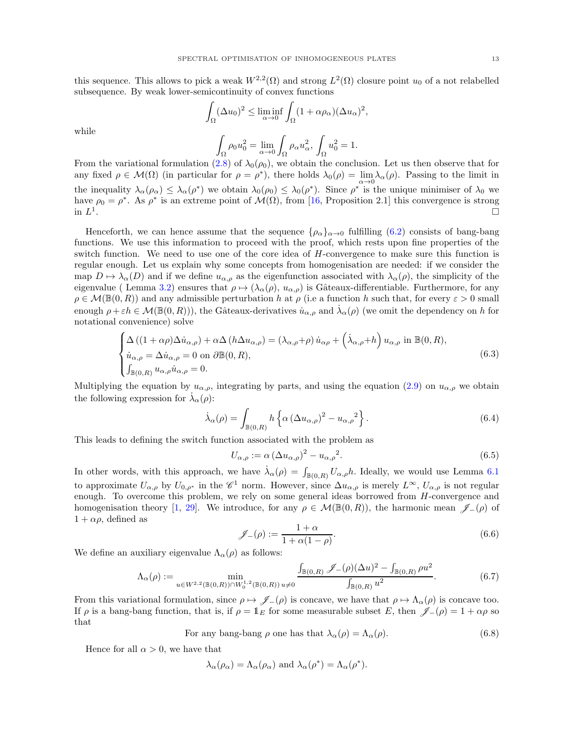this sequence. This allows to pick a weak $W^{2,2}(\Omega)$ and strong $L^2(\Omega)$ closure point $u_0$ of a not relabelled subsequence. By weak lower-semicontinuity of convex functions

$$\int_\Omega (\Delta u_0)^2 \leq \liminf_{\alpha\to 0} \int_\Omega (1+\alpha\rho_\alpha)(\Delta u_\alpha)^2,$$

while

$$\int_\Omega \rho_0 u_0^2 = \lim_{\alpha\to 0} \int_\Omega \rho_\alpha u_\alpha^2,\ \int_\Omega u_0^2 = 1.$$

From the variational formulation (2.8) of $\lambda_0(\rho_0)$, we obtain the conclusion. Let us then observe that for any fixed $\rho \in \mathcal{M}(\Omega)$ (in particular for $\rho = \rho^*$), there holds $\lambda_0(\rho) = \lim_{\alpha\to 0} \lambda_\alpha(\rho)$. Passing to the limit in the inequality $\lambda_\alpha(\rho_\alpha) \leq \lambda_\alpha(\rho^*)$ we obtain $\lambda_0(\rho_0) \leq \lambda_0(\rho^*)$. Since $\rho^*$ is the unique minimiser of $\lambda_0$ we have $\rho_0 = \rho^*$. As $\rho^*$ is an extreme point of $\mathcal{M}(\Omega)$, from [16, Proposition 2.1] this convergence is strong in $L^1$. □

Henceforth, we can hence assume that the sequence $\{\rho_\alpha\}_{\alpha\to 0}$ fulfilling (6.2) consists of bang-bang functions. We use this information to proceed with the proof, which rests upon fine properties of the switch function. We need to use one of the core idea of $H$-convergence to make sure this function is regular enough. Let us explain why some concepts from homogenisation are needed: if we consider the map $D \mapsto \lambda_\alpha(D)$ and if we define $u_{\alpha,\rho}$ as the eigenfunction associated with $\lambda_\alpha(\rho)$, the simplicity of the eigenvalue ( Lemma 3.2) ensures that $\rho \mapsto (\lambda_\alpha(\rho),\, u_{\alpha,\rho})$ is Gâteaux-differentiable. Furthermore, for any $\rho \in \mathcal{M}(\mathbb{B}(0,R))$ and any admissible perturbation $h$ at $\rho$ (i.e a function $h$ such that, for every $\varepsilon > 0$ small enough $\rho + \varepsilon h \in \mathcal{M}(\mathbb{B}(0,R))$), the Gâteaux-derivatives $\dot{u}_{\alpha,\rho}$ and $\dot{\lambda}_\alpha(\rho)$ (we omit the dependency on $h$ for notational convenience) solve

$$\begin{cases} \Delta\left((1+\alpha\rho)\Delta \dot{u}_{\alpha,\rho}\right) + \alpha\Delta\left(h\Delta u_{\alpha,\rho}\right) = \left(\lambda_{\alpha,\rho} + \rho\right)\dot{u}_{\alpha\rho} + \left(\dot{\lambda}_{\alpha,\rho} + h\right) u_{\alpha,\rho} \text{ in } \mathbb{B}(0,R), \\ \dot{u}_{\alpha,\rho} = \Delta \dot{u}_{\alpha,\rho} = 0 \text{ on } \partial\mathbb{B}(0,R), \\ \int_{\mathbb{B}(0,R)} u_{\alpha,\rho}\dot{u}_{\alpha,\rho} = 0. \end{cases} \tag{6.3}$$

Multiplying the equation by $u_{\alpha,\rho}$, integrating by parts, and using the equation (2.9) on $u_{\alpha,\rho}$ we obtain the following expression for $\dot{\lambda}_\alpha(\rho)$:

$$\dot{\lambda}_\alpha(\rho) = \int_{\mathbb{B}(0,R)} h\left\{\alpha\left(\Delta u_{\alpha,\rho}\right)^2 - {u_{\alpha,\rho}}^2\right\}. \tag{6.4}$$

This leads to defining the switch function associated with the problem as

$$U_{\alpha,\rho} := \alpha\left(\Delta u_{\alpha,\rho}\right)^2 - {u_{\alpha,\rho}}^2. \tag{6.5}$$

In other words, with this approach, we have $\dot{\lambda}_\alpha(\rho) = \int_{\mathbb{B}(0,R)} U_{\alpha,\rho} h$. Ideally, we would use Lemma 6.1 to approximate $U_{\alpha,\rho}$ by $U_{0,\rho^*}$ in the $\mathscr{C}^1$ norm. However, since $\Delta u_{\alpha,\rho}$ is merely $L^\infty$, $U_{\alpha,\rho}$ is not regular enough. To overcome this problem, we rely on some general ideas borrowed from $H$-convergence and homogenisation theory [1, 29]. We introduce, for any $\rho \in \mathcal{M}(\mathbb{B}(0,R))$, the harmonic mean $\mathscr{J}_-(\rho)$ of $1 + \alpha\rho$, defined as

$$\mathscr{J}_-(\rho) := \frac{1+\alpha}{1+\alpha(1-\rho)}. \tag{6.6}$$

We define an auxiliary eigenvalue $\Lambda_\alpha(\rho)$ as follows:

$$\Lambda_\alpha(\rho) := \min_{u \in W^{2,2}(\mathbb{B}(0,R)) \cap W_0^{1,2}(\mathbb{B}(0,R))\, u \neq 0} \frac{\int_{\mathbb{B}(0,R)} \mathscr{J}_-(\rho)(\Delta u)^2 - \int_{\mathbb{B}(0,R)} \rho u^2}{\int_{\mathbb{B}(0,R)} u^2}. \tag{6.7}$$

From this variational formulation, since $\rho \mapsto \mathscr{J}_-(\rho)$ is concave, we have that $\rho \mapsto \Lambda_\alpha(\rho)$ is concave too. If $\rho$ is a bang-bang function, that is, if $\rho = 1\!\!1_E$ for some measurable subset $E$, then $\mathscr{J}_-(\rho) = 1 + \alpha\rho$ so that

$$\text{For any bang-bang } \rho \text{ one has that } \lambda_\alpha(\rho) = \Lambda_\alpha(\rho). \tag{6.8}$$

Hence for all $\alpha > 0$, we have that

$$\lambda_\alpha(\rho_\alpha) = \Lambda_\alpha(\rho_\alpha) \text{ and } \lambda_\alpha(\rho^*) = \Lambda_\alpha(\rho^*).$$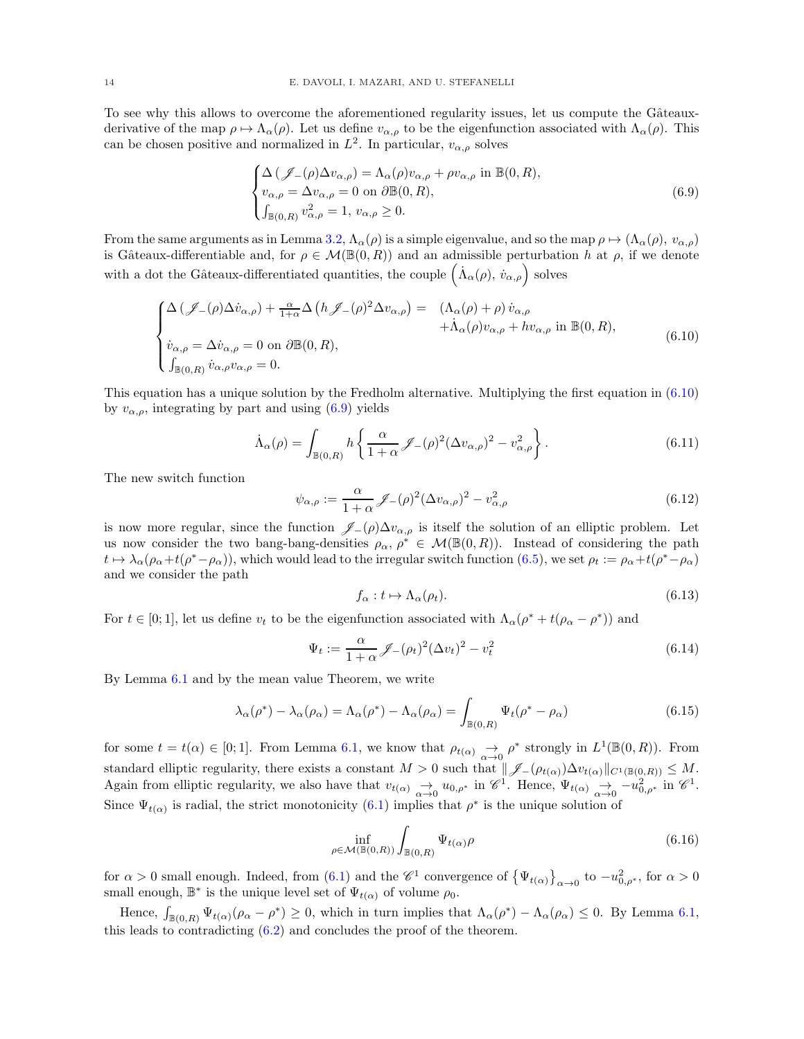To see why this allows to overcome the aforementioned regularity issues, let us compute the Gâteaux-derivative of the map $\rho \mapsto \Lambda_\alpha(\rho)$. Let us define $v_{\alpha,\rho}$ to be the eigenfunction associated with $\Lambda_\alpha(\rho)$. This can be chosen positive and normalized in $L^2$. In particular, $v_{\alpha,\rho}$ solves

$$
\begin{cases}
\Delta\left(\mathscr{J}_-(\rho)\Delta v_{\alpha,\rho}\right) = \Lambda_\alpha(\rho) v_{\alpha,\rho} + \rho v_{\alpha,\rho} \text{ in } \mathbb{B}(0,R), \\
v_{\alpha,\rho} = \Delta v_{\alpha,\rho} = 0 \text{ on } \partial\mathbb{B}(0,R), \\
\int_{\mathbb{B}(0,R)} v_{\alpha,\rho}^2 = 1, \; v_{\alpha,\rho} \geq 0.
\end{cases}
\tag{6.9}
$$

From the same arguments as in Lemma 3.2, $\Lambda_\alpha(\rho)$ is a simple eigenvalue, and so the map $\rho \mapsto (\Lambda_\alpha(\rho),\, v_{\alpha,\rho})$ is Gâteaux-differentiable and, for $\rho \in \mathcal{M}(\mathbb{B}(0,R))$ and an admissible perturbation $h$ at $\rho$, if we denote with a dot the Gâteaux-differentiated quantities, the couple $\left(\dot{\Lambda}_\alpha(\rho),\, \dot{v}_{\alpha,\rho}\right)$ solves

$$
\begin{cases}
\Delta\left(\mathscr{J}_-(\rho)\Delta \dot{v}_{\alpha,\rho}\right) + \frac{\alpha}{1+\alpha}\Delta\left(h\mathscr{J}_-(\rho)^2\Delta v_{\alpha,\rho}\right) = & \left(\Lambda_\alpha(\rho) + \rho\right)\dot{v}_{\alpha,\rho} \\
& +\dot{\Lambda}_\alpha(\rho) v_{\alpha,\rho} + h v_{\alpha,\rho} \text{ in } \mathbb{B}(0,R), \\
\dot{v}_{\alpha,\rho} = \Delta \dot{v}_{\alpha,\rho} = 0 \text{ on } \partial\mathbb{B}(0,R), \\
\int_{\mathbb{B}(0,R)} \dot{v}_{\alpha,\rho} v_{\alpha,\rho} = 0.
\end{cases}
\tag{6.10}
$$

This equation has a unique solution by the Fredholm alternative. Multiplying the first equation in (6.10) by $v_{\alpha,\rho}$, integrating by part and using (6.9) yields

$$
\dot{\Lambda}_\alpha(\rho) = \int_{\mathbb{B}(0,R)} h\left\{\frac{\alpha}{1+\alpha}\mathscr{J}_-(\rho)^2(\Delta v_{\alpha,\rho})^2 - v_{\alpha,\rho}^2\right\}.
\tag{6.11}
$$

The new switch function

$$
\psi_{\alpha,\rho} := \frac{\alpha}{1+\alpha}\mathscr{J}_-(\rho)^2(\Delta v_{\alpha,\rho})^2 - v_{\alpha,\rho}^2
\tag{6.12}
$$

is now more regular, since the function $\mathscr{J}_-(\rho)\Delta v_{\alpha,\rho}$ is itself the solution of an elliptic problem. Let us now consider the two bang-bang-densities $\rho_\alpha,\, \rho^* \in \mathcal{M}(\mathbb{B}(0,R))$. Instead of considering the path $t \mapsto \lambda_\alpha(\rho_\alpha + t(\rho^* - \rho_\alpha))$, which would lead to the irregular switch function (6.5), we set $\rho_t := \rho_\alpha + t(\rho^* - \rho_\alpha)$ and we consider the path

$$
f_\alpha : t \mapsto \Lambda_\alpha(\rho_t).
\tag{6.13}
$$

For $t \in [0;1]$, let us define $v_t$ to be the eigenfunction associated with $\Lambda_\alpha(\rho^* + t(\rho_\alpha - \rho^*))$ and

$$
\Psi_t := \frac{\alpha}{1+\alpha}\mathscr{J}_-(\rho_t)^2(\Delta v_t)^2 - v_t^2
\tag{6.14}
$$

By Lemma 6.1 and by the mean value Theorem, we write

$$
\lambda_\alpha(\rho^*) - \lambda_\alpha(\rho_\alpha) = \Lambda_\alpha(\rho^*) - \Lambda_\alpha(\rho_\alpha) = \int_{\mathbb{B}(0,R)} \Psi_t(\rho^* - \rho_\alpha)
\tag{6.15}
$$

for some $t = t(\alpha) \in [0;1]$. From Lemma 6.1, we know that $\rho_{t(\alpha)} \underset{\alpha\to 0}{\to} \rho^*$ strongly in $L^1(\mathbb{B}(0,R))$. From standard elliptic regularity, there exists a constant $M > 0$ such that $\|\mathscr{J}_-(\rho_{t(\alpha)})\Delta v_{t(\alpha)}\|_{C^1(\mathbb{B}(0,R))} \leq M$. Again from elliptic regularity, we also have that $v_{t(\alpha)} \underset{\alpha\to 0}{\to} u_{0,\rho^*}$ in $\mathscr{C}^1$. Hence, $\Psi_{t(\alpha)} \underset{\alpha\to 0}{\to} -u_{0,\rho^*}^2$ in $\mathscr{C}^1$. Since $\Psi_{t(\alpha)}$ is radial, the strict monotonicity (6.1) implies that $\rho^*$ is the unique solution of

$$
\inf_{\rho \in \mathcal{M}(\mathbb{B}(0,R))} \int_{\mathbb{B}(0,R)} \Psi_{t(\alpha)}\rho
\tag{6.16}
$$

for $\alpha > 0$ small enough. Indeed, from (6.1) and the $\mathscr{C}^1$ convergence of $\left\{\Psi_{t(\alpha)}\right\}_{\alpha\to 0}$ to $-u_{0,\rho^*}^2$, for $\alpha > 0$ small enough, $\mathbb{B}^*$ is the unique level set of $\Psi_{t(\alpha)}$ of volume $\rho_0$.

Hence, $\int_{\mathbb{B}(0,R)} \Psi_{t(\alpha)}(\rho_\alpha - \rho^*) \geq 0$, which in turn implies that $\Lambda_\alpha(\rho^*) - \Lambda_\alpha(\rho_\alpha) \leq 0$. By Lemma 6.1, this leads to contradicting (6.2) and concludes the proof of the theorem.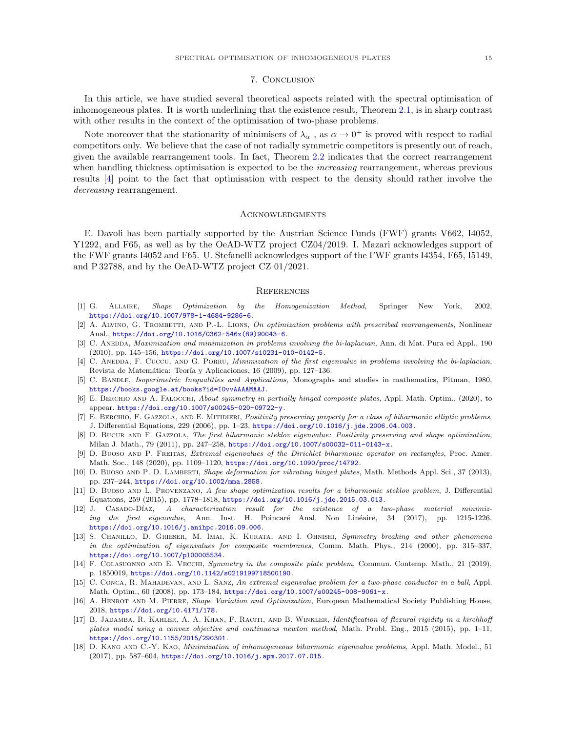## 7. Conclusion

In this article, we have studied several theoretical aspects related with the spectral optimisation of inhomogeneous plates. It is worth underlining that the existence result, Theorem 2.1, is in sharp contrast with other results in the context of the optimisation of two-phase problems.

Note moreover that the stationarity of minimisers of $\lambda_\alpha$ , as $\alpha \to 0^+$ is proved with respect to radial competitors only. We believe that the case of not radially symmetric competitors is presently out of reach, given the available rearrangement tools. In fact, Theorem 2.2 indicates that the correct rearrangement when handling thickness optimisation is expected to be the *increasing* rearrangement, whereas previous results [4] point to the fact that optimisation with respect to the density should rather involve the *decreasing* rearrangement.

## Acknowledgments

E. Davoli has been partially supported by the Austrian Science Funds (FWF) grants V662, I4052, Y1292, and F65, as well as by the OeAD-WTZ project CZ04/2019. I. Mazari acknowledges support of the FWF grants I4052 and F65. U. Stefanelli acknowledges support of the FWF grants I4354, F65, I5149, and P 32788, and by the OeAD-WTZ project CZ 01/2021.

## References

[1] G. Allaire, *Shape Optimization by the Homogenization Method*, Springer New York, 2002, https://doi.org/10.1007/978-1-4684-9286-6.

[2] A. Alvino, G. Trombetti, and P.-L. Lions, *On optimization problems with prescribed rearrangements*, Nonlinear Anal., https://doi.org/10.1016/0362-546x(89)90043-6.

[3] C. Anedda, *Maximization and minimization in problems involving the bi-laplacian*, Ann. di Mat. Pura ed Appl., 190 (2010), pp. 145–156, https://doi.org/10.1007/s10231-010-0142-5.

[4] C. Anedda, F. Cuccu, and G. Porru, *Minimization of the first eigenvalue in problems involving the bi-laplacian*, Revista de Matemática: Teoría y Aplicaciones, 16 (2009), pp. 127–136.

[5] C. Bandle, *Isoperimetric Inequalities and Applications*, Monographs and studies in mathematics, Pitman, 1980, https://books.google.at/books?id=I0vvAAAAMAAJ.

[6] E. Berchio and A. Falocchi, *About symmetry in partially hinged composite plates*, Appl. Math. Optim., (2020), to appear. https://doi.org/10.1007/s00245-020-09722-y.

[7] E. Berchio, F. Gazzola, and E. Mitidieri, *Positivity preserving property for a class of biharmonic elliptic problems*, J. Differential Equations, 229 (2006), pp. 1–23, https://doi.org/10.1016/j.jde.2006.04.003.

[8] D. Bucur and F. Gazzola, *The first biharmonic steklov eigenvalue: Positivity preserving and shape optimization*, Milan J. Math., 79 (2011), pp. 247–258, https://doi.org/10.1007/s00032-011-0143-x.

[9] D. Buoso and P. Freitas, *Extremal eigenvalues of the Dirichlet biharmonic operator on rectangles*, Proc. Amer. Math. Soc., 148 (2020), pp. 1109–1120, https://doi.org/10.1090/proc/14792.

[10] D. Buoso and P. D. Lamberti, *Shape deformation for vibrating hinged plates*, Math. Methods Appl. Sci., 37 (2013), pp. 237–244, https://doi.org/10.1002/mma.2858.

[11] D. Buoso and L. Provenzano, *A few shape optimization results for a biharmonic steklov problem*, J. Differential Equations, 259 (2015), pp. 1778–1818, https://doi.org/10.1016/j.jde.2015.03.013.

[12] J. Casado-Díaz, *A characterization result for the existence of a two-phase material minimizing the first eigenvalue*, Ann. Inst. H. Poincaré Anal. Non Linéaire, 34 (2017), pp. 1215-1226. https://doi.org/10.1016/j.anihpc.2016.09.006.

[13] S. Chanillo, D. Grieser, M. Imai, K. Kurata, and I. Ohnishi, *Symmetry breaking and other phenomena in the optimization of eigenvalues for composite membranes*, Comm. Math. Phys., 214 (2000), pp. 315–337, https://doi.org/10.1007/pl00005534.

[14] F. Colasuonno and E. Vecchi, *Symmetry in the composite plate problem*, Commun. Contemp. Math., 21 (2019), p. 1850019, https://doi.org/10.1142/s0219199718500190.

[15] C. Conca, R. Mahadevan, and L. Sanz, *An extremal eigenvalue problem for a two-phase conductor in a ball*, Appl. Math. Optim., 60 (2008), pp. 173–184, https://doi.org/10.1007/s00245-008-9061-x.

[16] A. Henrot and M. Pierre, *Shape Variation and Optimization*, European Mathematical Society Publishing House, 2018, https://doi.org/10.4171/178.

[17] B. Jadamba, R. Kahler, A. A. Khan, F. Raciti, and B. Winkler, *Identification of flexural rigidity in a kirchhoff plates model using a convex objective and continuous newton method*, Math. Probl. Eng., 2015 (2015), pp. 1–11, https://doi.org/10.1155/2015/290301.

[18] D. Kang and C.-Y. Kao, *Minimization of inhomogeneous biharmonic eigenvalue problems*, Appl. Math. Model., 51 (2017), pp. 587–604, https://doi.org/10.1016/j.apm.2017.07.015.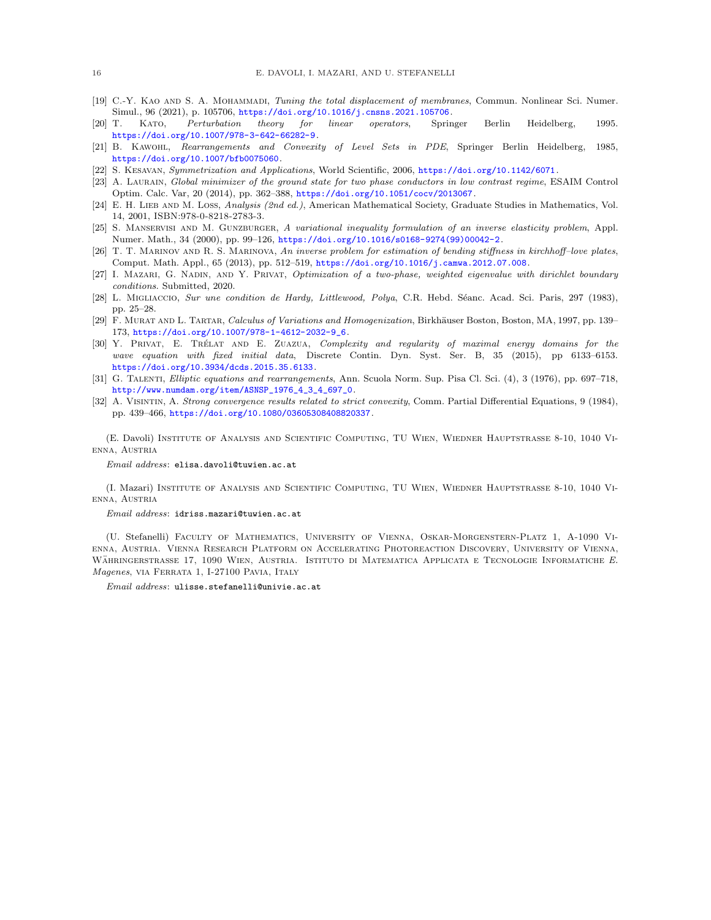[19] C.-Y. Kao and S. A. Mohammadi, *Tuning the total displacement of membranes*, Commun. Nonlinear Sci. Numer. Simul., 96 (2021), p. 105706, https://doi.org/10.1016/j.cnsns.2021.105706.

[20] T. Kato, *Perturbation theory for linear operators*, Springer Berlin Heidelberg, 1995. https://doi.org/10.1007/978-3-642-66282-9.

[21] B. Kawohl, *Rearrangements and Convexity of Level Sets in PDE*, Springer Berlin Heidelberg, 1985, https://doi.org/10.1007/bfb0075060.

[22] S. Kesavan, *Symmetrization and Applications*, World Scientific, 2006, https://doi.org/10.1142/6071.

[23] A. Laurain, *Global minimizer of the ground state for two phase conductors in low contrast regime*, ESAIM Control Optim. Calc. Var, 20 (2014), pp. 362–388, https://doi.org/10.1051/cocv/2013067.

[24] E. H. Lieb and M. Loss, *Analysis (2nd ed.)*, American Mathematical Society, Graduate Studies in Mathematics, Vol. 14, 2001, ISBN:978-0-8218-2783-3.

[25] S. Manservisi and M. Gunzburger, *A variational inequality formulation of an inverse elasticity problem*, Appl. Numer. Math., 34 (2000), pp. 99–126, https://doi.org/10.1016/s0168-9274(99)00042-2.

[26] T. T. Marinov and R. S. Marinova, *An inverse problem for estimation of bending stiffness in kirchhoff–love plates*, Comput. Math. Appl., 65 (2013), pp. 512–519, https://doi.org/10.1016/j.camwa.2012.07.008.

[27] I. Mazari, G. Nadin, and Y. Privat, *Optimization of a two-phase, weighted eigenvalue with dirichlet boundary conditions*. Submitted, 2020.

[28] L. Migliaccio, *Sur une condition de Hardy, Littlewood, Polya*, C.R. Hebd. Séanc. Acad. Sci. Paris, 297 (1983), pp. 25–28.

[29] F. Murat and L. Tartar, *Calculus of Variations and Homogenization*, Birkhäuser Boston, Boston, MA, 1997, pp. 139–173, https://doi.org/10.1007/978-1-4612-2032-9_6.

[30] Y. Privat, E. Trélat and E. Zuazua, *Complexity and regularity of maximal energy domains for the wave equation with fixed initial data*, Discrete Contin. Dyn. Syst. Ser. B, 35 (2015), pp 6133–6153. https://doi.org/10.3934/dcds.2015.35.6133.

[31] G. Talenti, *Elliptic equations and rearrangements*, Ann. Scuola Norm. Sup. Pisa Cl. Sci. (4), 3 (1976), pp. 697–718, http://www.numdam.org/item/ASNSP_1976_4_3_4_697_0.

[32] A. Visintin, A. *Strong convergence results related to strict convexity*, Comm. Partial Differential Equations, 9 (1984), pp. 439–466, https://doi.org/10.1080/03605308408820337.

(E. Davoli) Institute of Analysis and Scientific Computing, TU Wien, Wiedner Hauptstrasse 8-10, 1040 Vienna, Austria

*Email address*: elisa.davoli@tuwien.ac.at

(I. Mazari) Institute of Analysis and Scientific Computing, TU Wien, Wiedner Hauptstrasse 8-10, 1040 Vienna, Austria

*Email address*: idriss.mazari@tuwien.ac.at

(U. Stefanelli) Faculty of Mathematics, University of Vienna, Oskar-Morgenstern-Platz 1, A-1090 Vienna, Austria. Vienna Research Platform on Accelerating Photoreaction Discovery, University of Vienna, Währingerstrasse 17, 1090 Wien, Austria. Istituto di Matematica Applicata e Tecnologie Informatiche *E. Magenes*, via Ferrata 1, I-27100 Pavia, Italy

*Email address*: ulisse.stefanelli@univie.ac.at